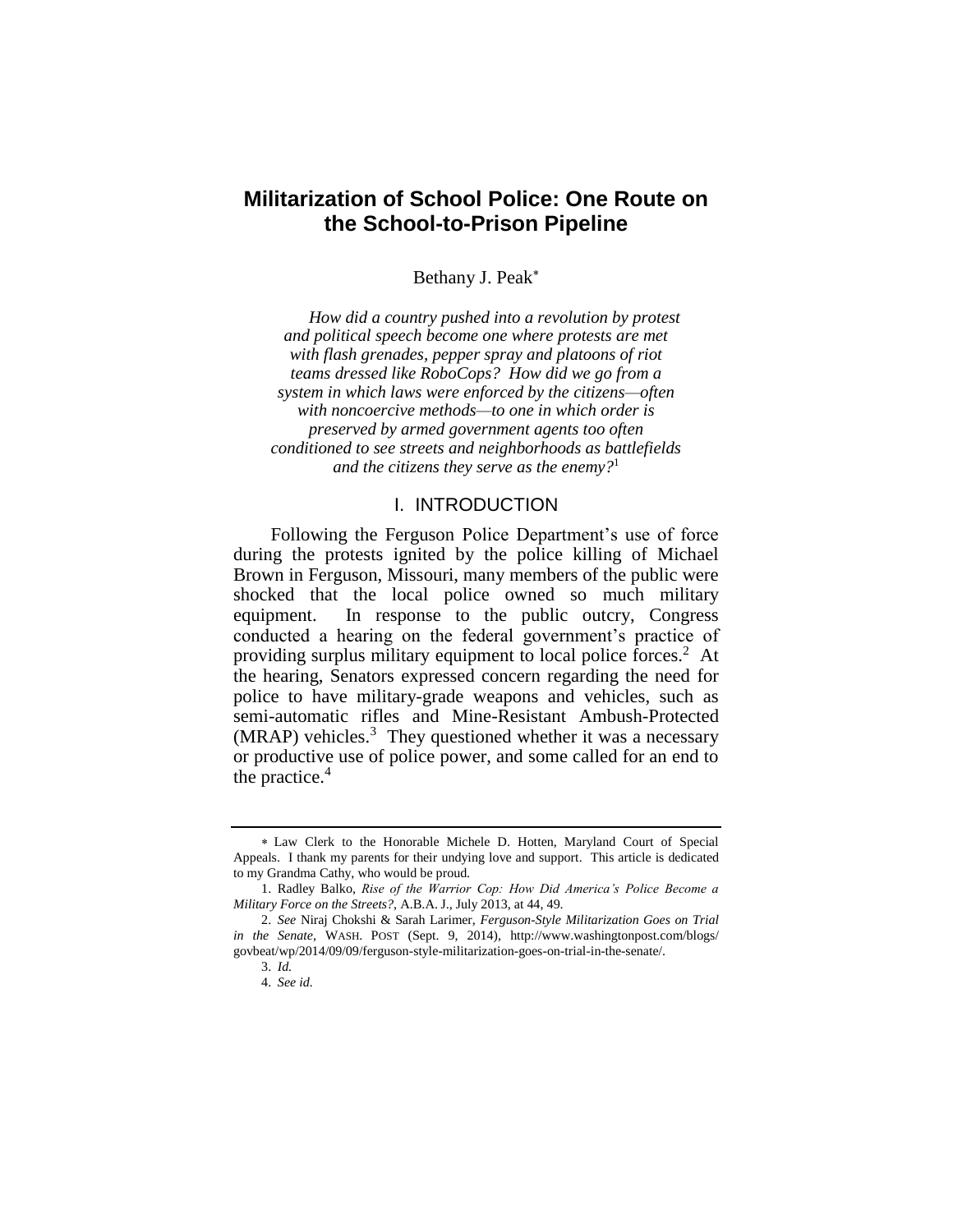# Militarization of School Police: One Route on the School-to-Prison Pipeline

Bethany J. Peak[*]

*How did a country pushed into a revolution by protest and political speech become one where protests are met with flash grenades, pepper spray and platoons of riot teams dressed like RoboCops? How did we go from a system in which laws were enforced by the citizens—often with noncoercive methods—to one in which order is preserved by armed government agents too often conditioned to see streets and neighborhoods as battlefields and the citizens they serve as the enemy?*[1]

## I. INTRODUCTION

Following the Ferguson Police Department's use of force during the protests ignited by the police killing of Michael Brown in Ferguson, Missouri, many members of the public were shocked that the local police owned so much military equipment. In response to the public outcry, Congress conducted a hearing on the federal government's practice of providing surplus military equipment to local police forces.[2] At the hearing, Senators expressed concern regarding the need for police to have military-grade weapons and vehicles, such as semi-automatic rifles and Mine-Resistant Ambush-Protected (MRAP) vehicles.[3] They questioned whether it was a necessary or productive use of police power, and some called for an end to the practice.[4]

---

[*] Law Clerk to the Honorable Michele D. Hotten, Maryland Court of Special Appeals. I thank my parents for their undying love and support. This article is dedicated to my Grandma Cathy, who would be proud.

1. Radley Balko, *Rise of the Warrior Cop: How Did America's Police Become a Military Force on the Streets?*, A.B.A. J., July 2013, at 44, 49.

2. *See* Niraj Chokshi & Sarah Larimer, *Ferguson-Style Militarization Goes on Trial in the Senate*, WASH. POST (Sept. 9, 2014), http://www.washingtonpost.com/blogs/govbeat/wp/2014/09/09/ferguson-style-militarization-goes-on-trial-in-the-senate/.

3. *Id.*

4. *See id.*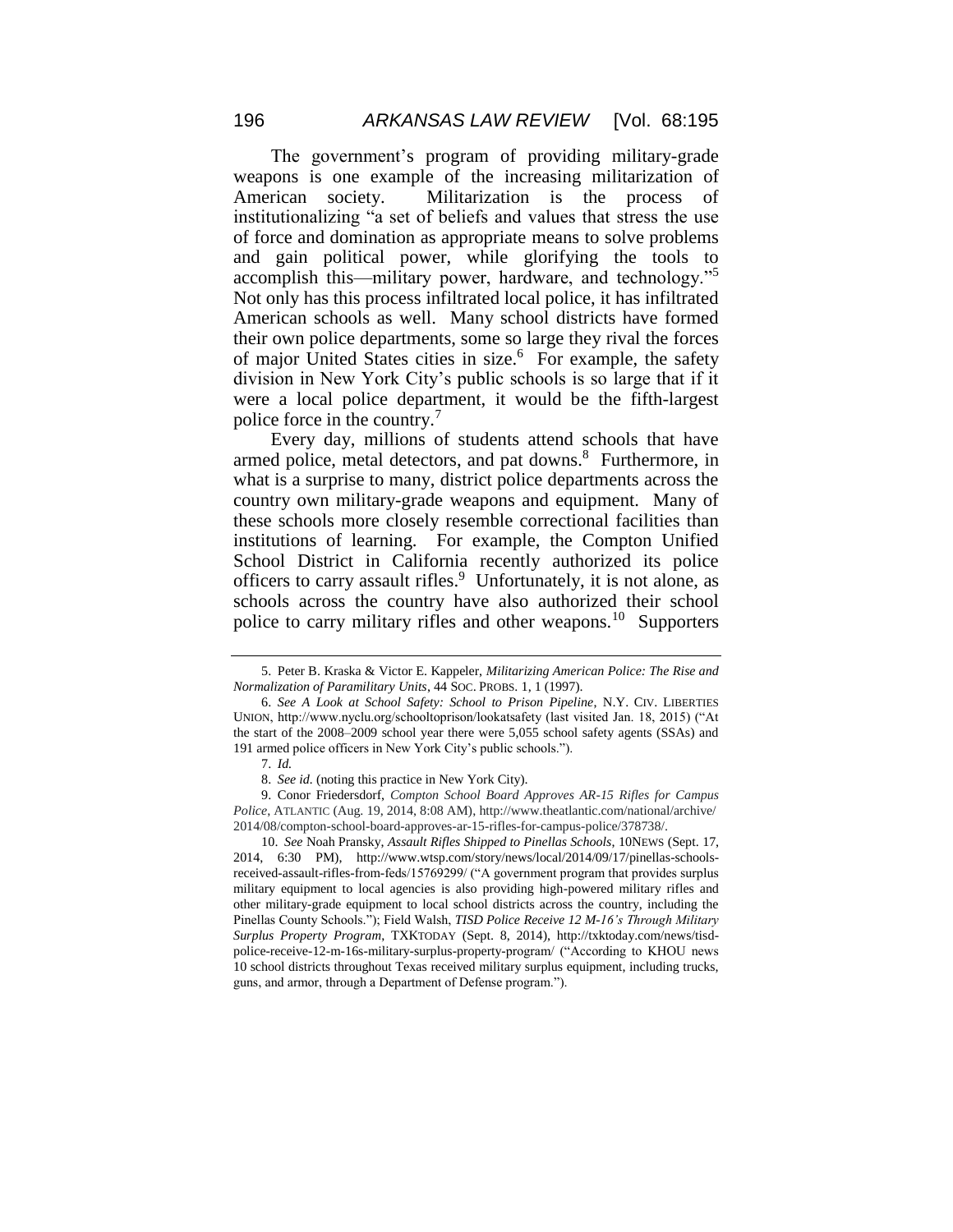The government's program of providing military-grade weapons is one example of the increasing militarization of American society. Militarization is the process of institutionalizing "a set of beliefs and values that stress the use of force and domination as appropriate means to solve problems and gain political power, while glorifying the tools to accomplish this—military power, hardware, and technology."[5] Not only has this process infiltrated local police, it has infiltrated American schools as well. Many school districts have formed their own police departments, some so large they rival the forces of major United States cities in size.[6] For example, the safety division in New York City's public schools is so large that if it were a local police department, it would be the fifth-largest police force in the country.[7]

Every day, millions of students attend schools that have armed police, metal detectors, and pat downs.[8] Furthermore, in what is a surprise to many, district police departments across the country own military-grade weapons and equipment. Many of these schools more closely resemble correctional facilities than institutions of learning. For example, the Compton Unified School District in California recently authorized its police officers to carry assault rifles.[9] Unfortunately, it is not alone, as schools across the country have also authorized their school police to carry military rifles and other weapons.[10] Supporters

---

5. Peter B. Kraska & Victor E. Kappeler, *Militarizing American Police: The Rise and Normalization of Paramilitary Units*, 44 SOC. PROBS. 1, 1 (1997).

6. *See A Look at School Safety: School to Prison Pipeline*, N.Y. CIV. LIBERTIES UNION, http://www.nyclu.org/schooltoprison/lookatsafety (last visited Jan. 18, 2015) ("At the start of the 2008–2009 school year there were 5,055 school safety agents (SSAs) and 191 armed police officers in New York City's public schools.").

7. *Id.*

8. *See id.* (noting this practice in New York City).

9. Conor Friedersdorf, *Compton School Board Approves AR-15 Rifles for Campus Police*, ATLANTIC (Aug. 19, 2014, 8:08 AM), http://www.theatlantic.com/national/archive/2014/08/compton-school-board-approves-ar-15-rifles-for-campus-police/378738/.

10. *See* Noah Pransky, *Assault Rifles Shipped to Pinellas Schools*, 10NEWS (Sept. 17, 2014, 6:30 PM), http://www.wtsp.com/story/news/local/2014/09/17/pinellas-schools-received-assault-rifles-from-feds/15769299/ ("A government program that provides surplus military equipment to local agencies is also providing high-powered military rifles and other military-grade equipment to local school districts across the country, including the Pinellas County Schools."); Field Walsh, *TISD Police Receive 12 M-16's Through Military Surplus Property Program*, TXKTODAY (Sept. 8, 2014), http://txktoday.com/news/tisd-police-receive-12-m-16s-military-surplus-property-program/ ("According to KHOU news 10 school districts throughout Texas received military surplus equipment, including trucks, guns, and armor, through a Department of Defense program.").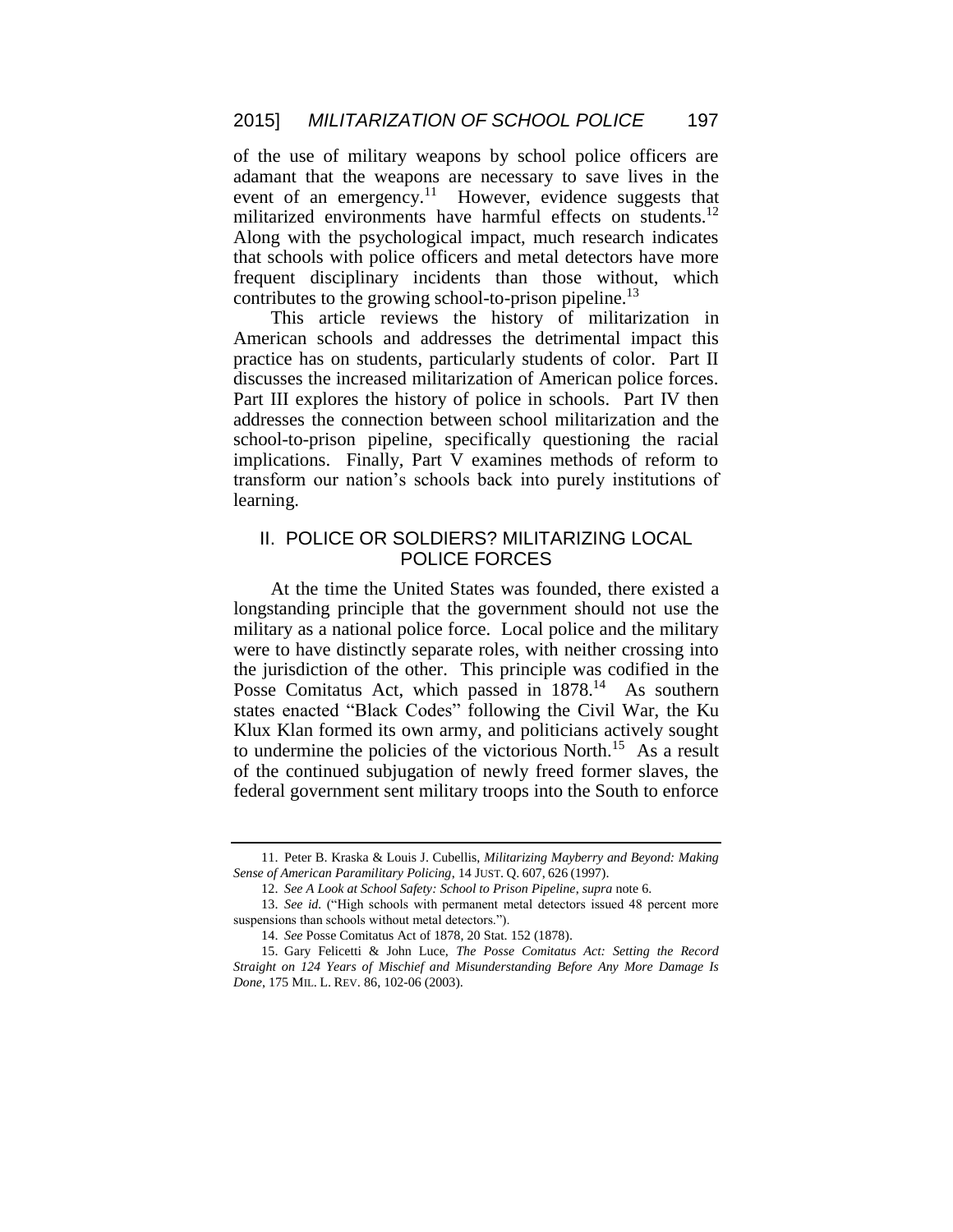of the use of military weapons by school police officers are adamant that the weapons are necessary to save lives in the event of an emergency.[11] However, evidence suggests that militarized environments have harmful effects on students.[12] Along with the psychological impact, much research indicates that schools with police officers and metal detectors have more frequent disciplinary incidents than those without, which contributes to the growing school-to-prison pipeline.[13]

This article reviews the history of militarization in American schools and addresses the detrimental impact this practice has on students, particularly students of color. Part II discusses the increased militarization of American police forces. Part III explores the history of police in schools. Part IV then addresses the connection between school militarization and the school-to-prison pipeline, specifically questioning the racial implications. Finally, Part V examines methods of reform to transform our nation's schools back into purely institutions of learning.

## II. POLICE OR SOLDIERS? MILITARIZING LOCAL POLICE FORCES

At the time the United States was founded, there existed a longstanding principle that the government should not use the military as a national police force. Local police and the military were to have distinctly separate roles, with neither crossing into the jurisdiction of the other. This principle was codified in the Posse Comitatus Act, which passed in 1878.[14] As southern states enacted "Black Codes" following the Civil War, the Ku Klux Klan formed its own army, and politicians actively sought to undermine the policies of the victorious North.[15] As a result of the continued subjugation of newly freed former slaves, the federal government sent military troops into the South to enforce

---

11. Peter B. Kraska & Louis J. Cubellis, *Militarizing Mayberry and Beyond: Making Sense of American Paramilitary Policing*, 14 JUST. Q. 607, 626 (1997).

12. *See A Look at School Safety: School to Prison Pipeline*, *supra* note 6.

13. *See id.* ("High schools with permanent metal detectors issued 48 percent more suspensions than schools without metal detectors.").

14. *See* Posse Comitatus Act of 1878, 20 Stat. 152 (1878).

15. Gary Felicetti & John Luce, *The Posse Comitatus Act: Setting the Record Straight on 124 Years of Mischief and Misunderstanding Before Any More Damage Is Done*, 175 MIL. L. REV. 86, 102-06 (2003).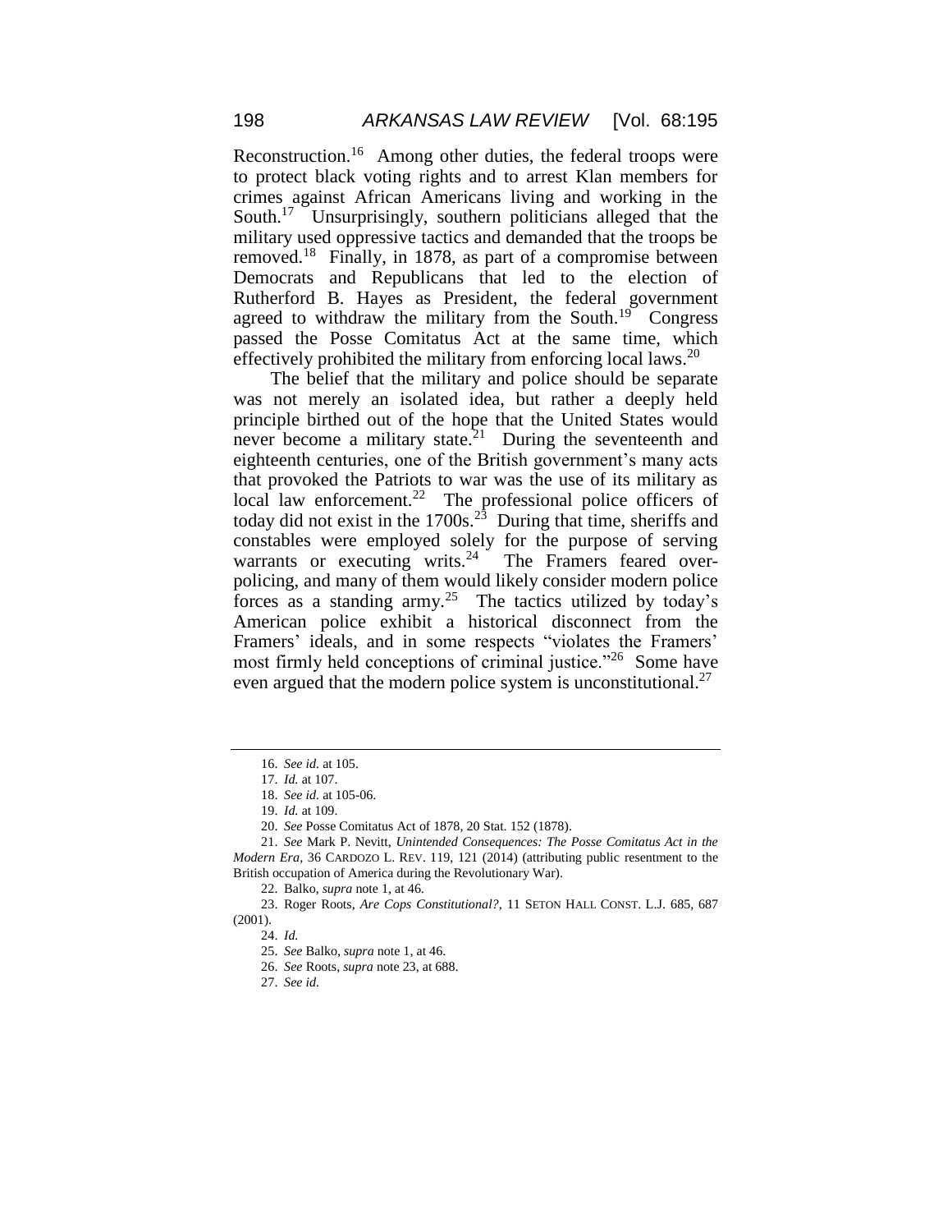Reconstruction.[16] Among other duties, the federal troops were to protect black voting rights and to arrest Klan members for crimes against African Americans living and working in the South.[17] Unsurprisingly, southern politicians alleged that the military used oppressive tactics and demanded that the troops be removed.[18] Finally, in 1878, as part of a compromise between Democrats and Republicans that led to the election of Rutherford B. Hayes as President, the federal government agreed to withdraw the military from the South.[19] Congress passed the Posse Comitatus Act at the same time, which effectively prohibited the military from enforcing local laws.[20]

The belief that the military and police should be separate was not merely an isolated idea, but rather a deeply held principle birthed out of the hope that the United States would never become a military state.[21] During the seventeenth and eighteenth centuries, one of the British government's many acts that provoked the Patriots to war was the use of its military as local law enforcement.[22] The professional police officers of today did not exist in the 1700s.[23] During that time, sheriffs and constables were employed solely for the purpose of serving warrants or executing writs.[24] The Framers feared over-policing, and many of them would likely consider modern police forces as a standing army.[25] The tactics utilized by today's American police exhibit a historical disconnect from the Framers' ideals, and in some respects "violates the Framers' most firmly held conceptions of criminal justice."[26] Some have even argued that the modern police system is unconstitutional.[27]

---

16. *See id.* at 105.

17. *Id.* at 107.

18. *See id.* at 105-06.

19. *Id.* at 109.

20. *See* Posse Comitatus Act of 1878, 20 Stat. 152 (1878).

21. *See* Mark P. Nevitt, *Unintended Consequences: The Posse Comitatus Act in the Modern Era*, 36 CARDOZO L. REV. 119, 121 (2014) (attributing public resentment to the British occupation of America during the Revolutionary War).

22. Balko, *supra* note 1, at 46.

23. Roger Roots, *Are Cops Constitutional?*, 11 SETON HALL CONST. L.J. 685, 687 (2001).

24. *Id.*

25. *See* Balko, *supra* note 1, at 46.

26. *See* Roots, *supra* note 23, at 688.

27. *See id.*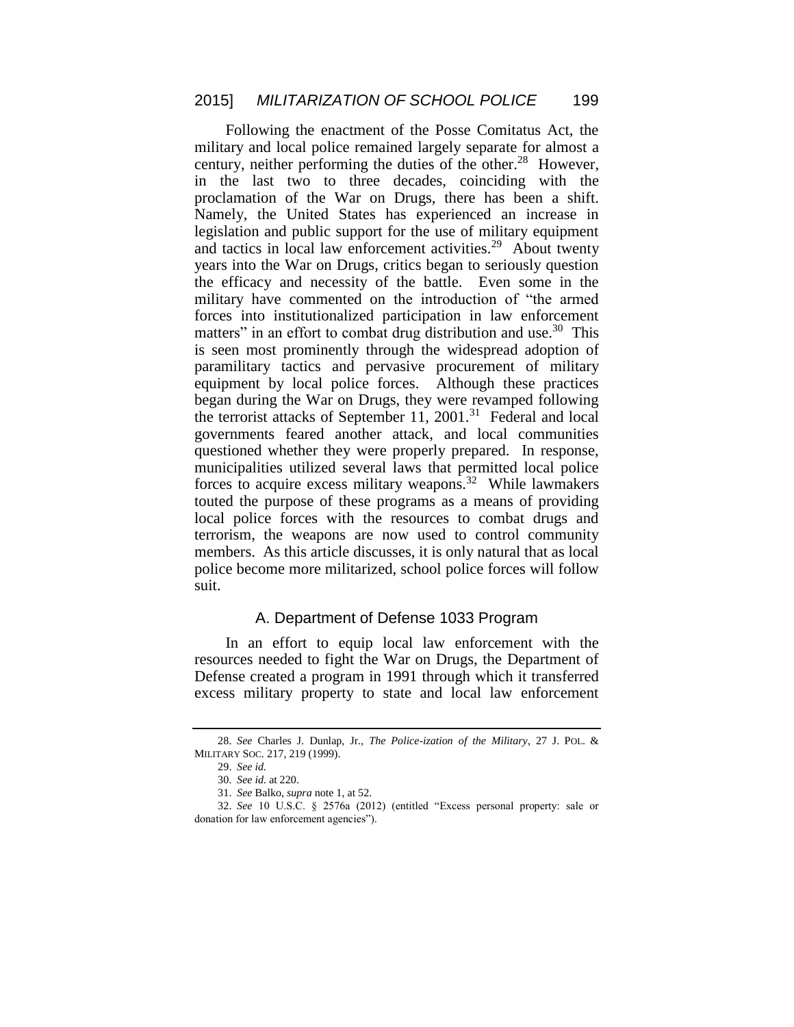Following the enactment of the Posse Comitatus Act, the military and local police remained largely separate for almost a century, neither performing the duties of the other.[28] However, in the last two to three decades, coinciding with the proclamation of the War on Drugs, there has been a shift. Namely, the United States has experienced an increase in legislation and public support for the use of military equipment and tactics in local law enforcement activities.[29] About twenty years into the War on Drugs, critics began to seriously question the efficacy and necessity of the battle. Even some in the military have commented on the introduction of "the armed forces into institutionalized participation in law enforcement matters" in an effort to combat drug distribution and use.[30] This is seen most prominently through the widespread adoption of paramilitary tactics and pervasive procurement of military equipment by local police forces. Although these practices began during the War on Drugs, they were revamped following the terrorist attacks of September 11, 2001.[31] Federal and local governments feared another attack, and local communities questioned whether they were properly prepared. In response, municipalities utilized several laws that permitted local police forces to acquire excess military weapons.[32] While lawmakers touted the purpose of these programs as a means of providing local police forces with the resources to combat drugs and terrorism, the weapons are now used to control community members. As this article discusses, it is only natural that as local police become more militarized, school police forces will follow suit.

### A. Department of Defense 1033 Program

In an effort to equip local law enforcement with the resources needed to fight the War on Drugs, the Department of Defense created a program in 1991 through which it transferred excess military property to state and local law enforcement

---

28. *See* Charles J. Dunlap, Jr., *The Police-ization of the Military*, 27 J. POL. & MILITARY SOC. 217, 219 (1999).

29. *See id.*

30. *See id.* at 220.

31. *See* Balko, *supra* note 1, at 52.

32. *See* 10 U.S.C. § 2576a (2012) (entitled "Excess personal property: sale or donation for law enforcement agencies").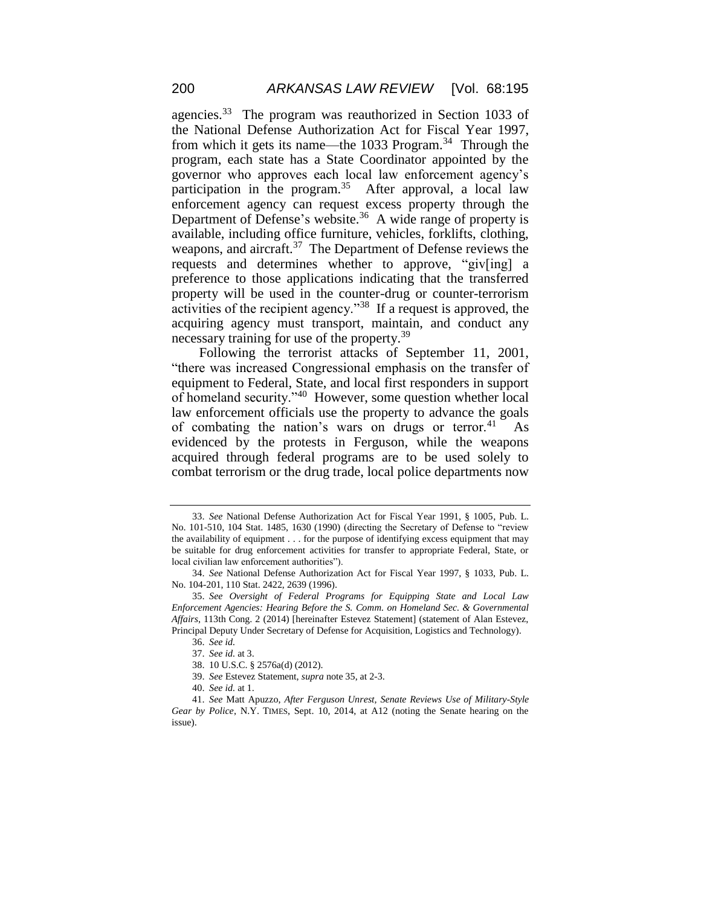agencies.[33] The program was reauthorized in Section 1033 of the National Defense Authorization Act for Fiscal Year 1997, from which it gets its name—the 1033 Program.[34] Through the program, each state has a State Coordinator appointed by the governor who approves each local law enforcement agency's participation in the program.[35] After approval, a local law enforcement agency can request excess property through the Department of Defense's website.[36] A wide range of property is available, including office furniture, vehicles, forklifts, clothing, weapons, and aircraft.[37] The Department of Defense reviews the requests and determines whether to approve, "giv[ing] a preference to those applications indicating that the transferred property will be used in the counter-drug or counter-terrorism activities of the recipient agency."[38] If a request is approved, the acquiring agency must transport, maintain, and conduct any necessary training for use of the property.[39]

Following the terrorist attacks of September 11, 2001, "there was increased Congressional emphasis on the transfer of equipment to Federal, State, and local first responders in support of homeland security."[40] However, some question whether local law enforcement officials use the property to advance the goals of combating the nation's wars on drugs or terror.[41] As evidenced by the protests in Ferguson, while the weapons acquired through federal programs are to be used solely to combat terrorism or the drug trade, local police departments now

---

33. *See* National Defense Authorization Act for Fiscal Year 1991, § 1005, Pub. L. No. 101-510, 104 Stat. 1485, 1630 (1990) (directing the Secretary of Defense to "review the availability of equipment . . . for the purpose of identifying excess equipment that may be suitable for drug enforcement activities for transfer to appropriate Federal, State, or local civilian law enforcement authorities").

34. *See* National Defense Authorization Act for Fiscal Year 1997, § 1033, Pub. L. No. 104-201, 110 Stat. 2422, 2639 (1996).

35. *See Oversight of Federal Programs for Equipping State and Local Law Enforcement Agencies: Hearing Before the S. Comm. on Homeland Sec. & Governmental Affairs*, 113th Cong. 2 (2014) [hereinafter Estevez Statement] (statement of Alan Estevez, Principal Deputy Under Secretary of Defense for Acquisition, Logistics and Technology).

36. *See id.*

37. *See id.* at 3.

38. 10 U.S.C. § 2576a(d) (2012).

39. *See* Estevez Statement, *supra* note 35, at 2-3.

40. *See id.* at 1.

41. *See* Matt Apuzzo, *After Ferguson Unrest, Senate Reviews Use of Military-Style Gear by Police*, N.Y. TIMES, Sept. 10, 2014, at A12 (noting the Senate hearing on the issue).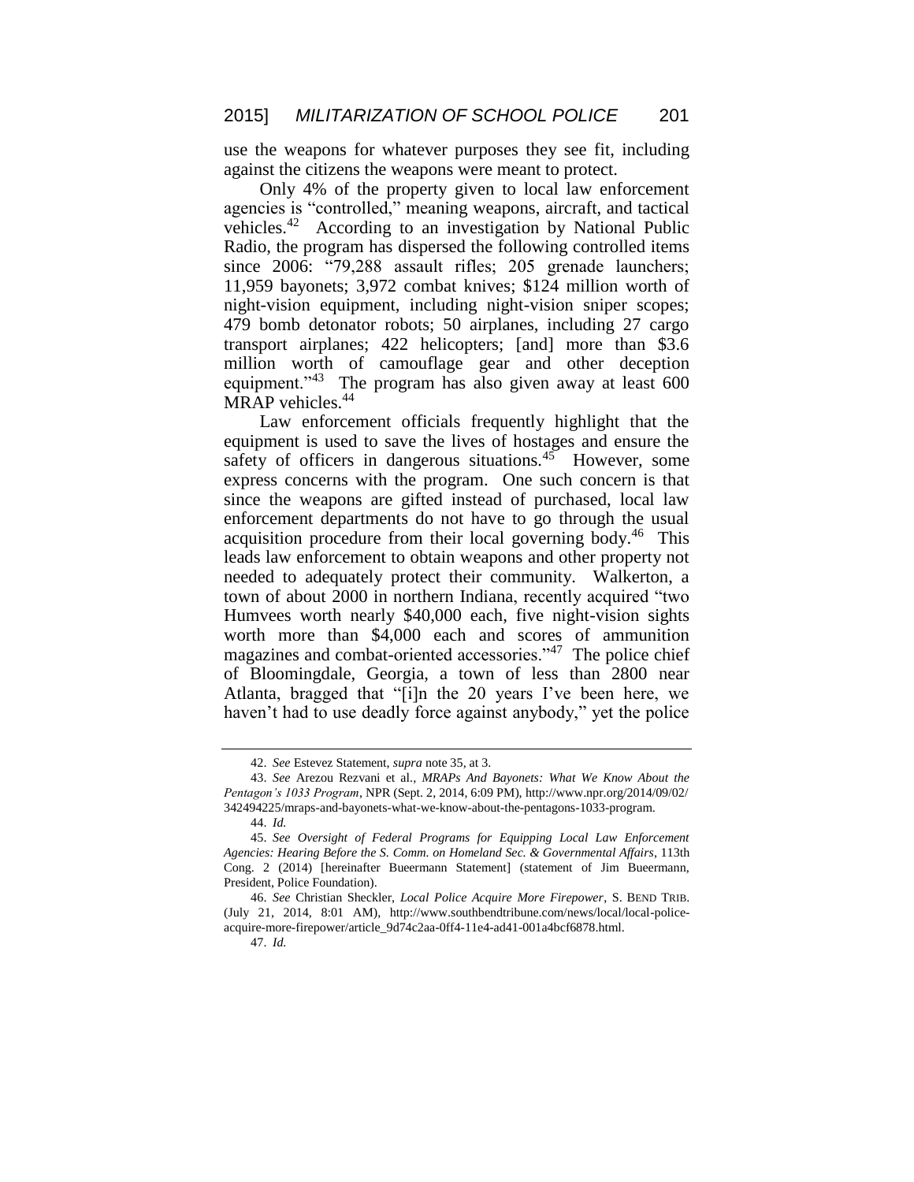use the weapons for whatever purposes they see fit, including against the citizens the weapons were meant to protect.

Only 4% of the property given to local law enforcement agencies is "controlled," meaning weapons, aircraft, and tactical vehicles.[42] According to an investigation by National Public Radio, the program has dispersed the following controlled items since 2006: "79,288 assault rifles; 205 grenade launchers; 11,959 bayonets; 3,972 combat knives; $124 million worth of night-vision equipment, including night-vision sniper scopes; 479 bomb detonator robots; 50 airplanes, including 27 cargo transport airplanes; 422 helicopters; [and] more than $3.6 million worth of camouflage gear and other deception equipment."[43] The program has also given away at least 600 MRAP vehicles.[44]

Law enforcement officials frequently highlight that the equipment is used to save the lives of hostages and ensure the safety of officers in dangerous situations.[45] However, some express concerns with the program. One such concern is that since the weapons are gifted instead of purchased, local law enforcement departments do not have to go through the usual acquisition procedure from their local governing body.[46] This leads law enforcement to obtain weapons and other property not needed to adequately protect their community. Walkerton, a town of about 2000 in northern Indiana, recently acquired "two Humvees worth nearly $40,000 each, five night-vision sights worth more than $4,000 each and scores of ammunition magazines and combat-oriented accessories."[47] The police chief of Bloomingdale, Georgia, a town of less than 2800 near Atlanta, bragged that "[i]n the 20 years I've been here, we haven't had to use deadly force against anybody," yet the police

---

42. *See* Estevez Statement, *supra* note 35, at 3.

43. *See* Arezou Rezvani et al., *MRAPs And Bayonets: What We Know About the Pentagon's 1033 Program*, NPR (Sept. 2, 2014, 6:09 PM), http://www.npr.org/2014/09/02/342494225/mraps-and-bayonets-what-we-know-about-the-pentagons-1033-program.

44. *Id.*

45. *See Oversight of Federal Programs for Equipping Local Law Enforcement Agencies: Hearing Before the S. Comm. on Homeland Sec. & Governmental Affairs*, 113th Cong. 2 (2014) [hereinafter Bueermann Statement] (statement of Jim Bueermann, President, Police Foundation).

46. *See* Christian Sheckler, *Local Police Acquire More Firepower*, S. BEND TRIB. (July 21, 2014, 8:01 AM), http://www.southbendtribune.com/news/local/local-police-acquire-more-firepower/article_9d74c2aa-0ff4-11e4-ad41-001a4bcf6878.html.

47. *Id.*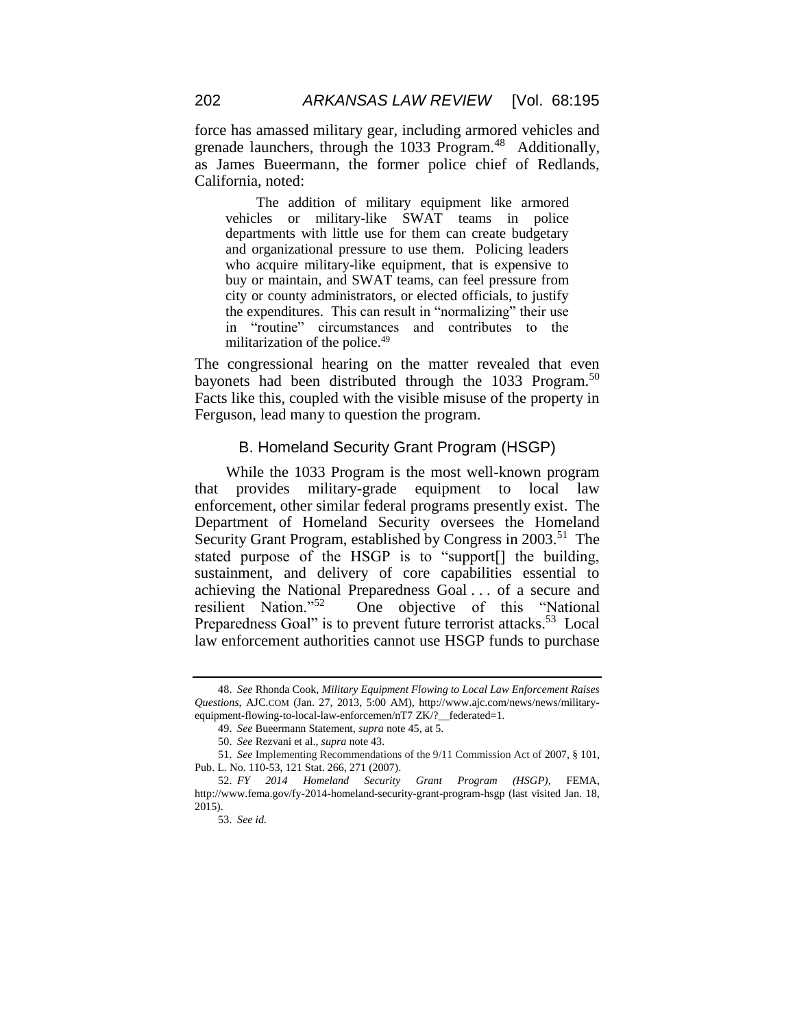force has amassed military gear, including armored vehicles and grenade launchers, through the 1033 Program.[48] Additionally, as James Bueermann, the former police chief of Redlands, California, noted:

> The addition of military equipment like armored vehicles or military-like SWAT teams in police departments with little use for them can create budgetary and organizational pressure to use them. Policing leaders who acquire military-like equipment, that is expensive to buy or maintain, and SWAT teams, can feel pressure from city or county administrators, or elected officials, to justify the expenditures. This can result in "normalizing" their use in "routine" circumstances and contributes to the militarization of the police.[49]

The congressional hearing on the matter revealed that even bayonets had been distributed through the 1033 Program.[50] Facts like this, coupled with the visible misuse of the property in Ferguson, lead many to question the program.

### B. Homeland Security Grant Program (HSGP)

While the 1033 Program is the most well-known program that provides military-grade equipment to local law enforcement, other similar federal programs presently exist. The Department of Homeland Security oversees the Homeland Security Grant Program, established by Congress in 2003.[51] The stated purpose of the HSGP is to "support[] the building, sustainment, and delivery of core capabilities essential to achieving the National Preparedness Goal . . . of a secure and resilient Nation."[52] One objective of this "National Preparedness Goal" is to prevent future terrorist attacks.[53] Local law enforcement authorities cannot use HSGP funds to purchase

---

48. *See* Rhonda Cook, *Military Equipment Flowing to Local Law Enforcement Raises Questions*, AJC.COM (Jan. 27, 2013, 5:00 AM), http://www.ajc.com/news/news/military-equipment-flowing-to-local-law-enforcemen/nT7 ZK/?__federated=1.

49. *See* Bueermann Statement, *supra* note 45, at 5.

50. *See* Rezvani et al., *supra* note 43.

51. *See* Implementing Recommendations of the 9/11 Commission Act of 2007, § 101, Pub. L. No. 110-53, 121 Stat. 266, 271 (2007).

52. *FY 2014 Homeland Security Grant Program (HSGP)*, FEMA, http://www.fema.gov/fy-2014-homeland-security-grant-program-hsgp (last visited Jan. 18, 2015).

53. *See id.*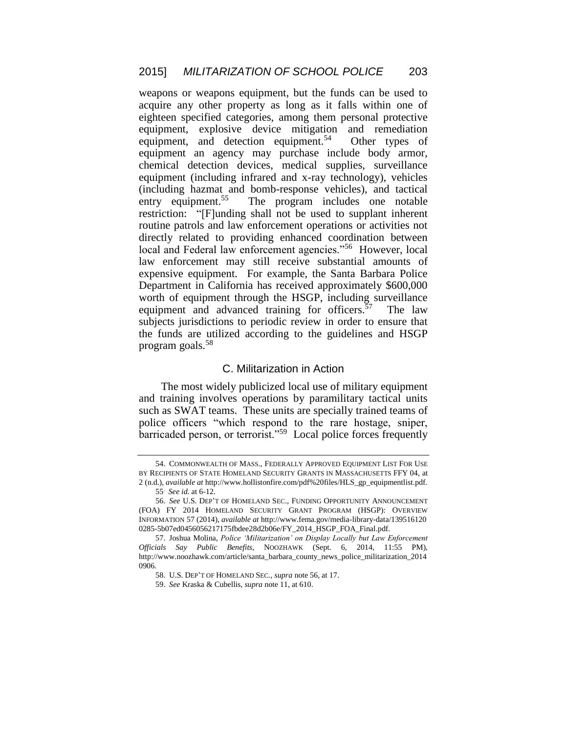weapons or weapons equipment, but the funds can be used to acquire any other property as long as it falls within one of eighteen specified categories, among them personal protective equipment, explosive device mitigation and remediation equipment, and detection equipment.[54] Other types of equipment an agency may purchase include body armor, chemical detection devices, medical supplies, surveillance equipment (including infrared and x-ray technology), vehicles (including hazmat and bomb-response vehicles), and tactical entry equipment.[55] The program includes one notable restriction: "[F]unding shall not be used to supplant inherent routine patrols and law enforcement operations or activities not directly related to providing enhanced coordination between local and Federal law enforcement agencies."[56] However, local law enforcement may still receive substantial amounts of expensive equipment. For example, the Santa Barbara Police Department in California has received approximately $600,000 worth of equipment through the HSGP, including surveillance equipment and advanced training for officers.[57] The law subjects jurisdictions to periodic review in order to ensure that the funds are utilized according to the guidelines and HSGP program goals.[58]

### C. Militarization in Action

The most widely publicized local use of military equipment and training involves operations by paramilitary tactical units such as SWAT teams. These units are specially trained teams of police officers "which respond to the rare hostage, sniper, barricaded person, or terrorist."[59] Local police forces frequently

---

54. COMMONWEALTH OF MASS., FEDERALLY APPROVED EQUIPMENT LIST FOR USE BY RECIPIENTS OF STATE HOMELAND SECURITY GRANTS IN MASSACHUSETTS FFY 04, at 2 (n.d.), *available at* http://www.hollistonfire.com/pdf%20files/HLS_gp_equipmentlist.pdf.

55. *See id.* at 6-12.

56. *See* U.S. DEP'T OF HOMELAND SEC., FUNDING OPPORTUNITY ANNOUNCEMENT (FOA) FY 2014 HOMELAND SECURITY GRANT PROGRAM (HSGP): OVERVIEW INFORMATION 57 (2014), *available at* http://www.fema.gov/media-library-data/1395161200285-5b07ed0456056217175fbdee28d2b06e/FY_2014_HSGP_FOA_Final.pdf.

57. Joshua Molina, *Police 'Militarization' on Display Locally but Law Enforcement Officials Say Public Benefits*, NOOZHAWK (Sept. 6, 2014, 11:55 PM), http://www.noozhawk.com/article/santa_barbara_county_news_police_militarization_20140906.

58. U.S. DEP'T OF HOMELAND SEC., *supra* note 56, at 17.

59. *See* Kraska & Cubellis, *supra* note 11, at 610.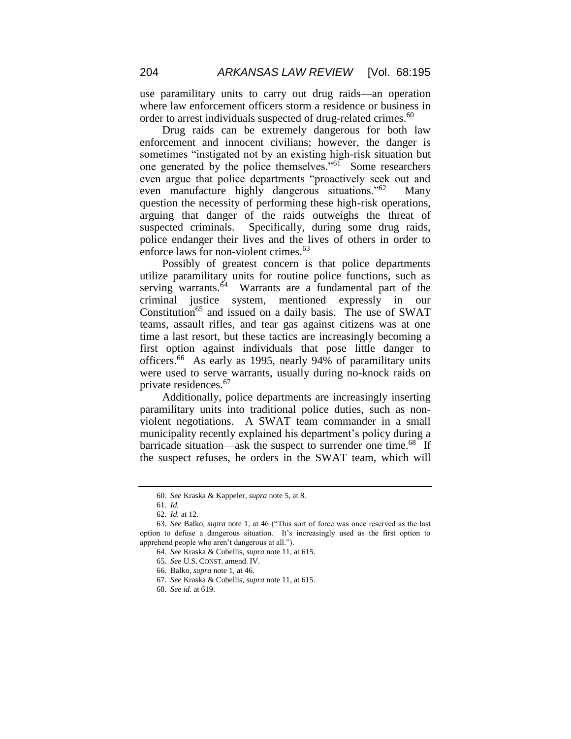use paramilitary units to carry out drug raids—an operation where law enforcement officers storm a residence or business in order to arrest individuals suspected of drug-related crimes.[60]

Drug raids can be extremely dangerous for both law enforcement and innocent civilians; however, the danger is sometimes "instigated not by an existing high-risk situation but one generated by the police themselves."[61] Some researchers even argue that police departments "proactively seek out and even manufacture highly dangerous situations."[62] Many question the necessity of performing these high-risk operations, arguing that danger of the raids outweighs the threat of suspected criminals. Specifically, during some drug raids, police endanger their lives and the lives of others in order to enforce laws for non-violent crimes.[63]

Possibly of greatest concern is that police departments utilize paramilitary units for routine police functions, such as serving warrants.[64] Warrants are a fundamental part of the criminal justice system, mentioned expressly in our Constitution[65] and issued on a daily basis. The use of SWAT teams, assault rifles, and tear gas against citizens was at one time a last resort, but these tactics are increasingly becoming a first option against individuals that pose little danger to officers.[66] As early as 1995, nearly 94% of paramilitary units were used to serve warrants, usually during no-knock raids on private residences.[67]

Additionally, police departments are increasingly inserting paramilitary units into traditional police duties, such as non-violent negotiations. A SWAT team commander in a small municipality recently explained his department's policy during a barricade situation—ask the suspect to surrender one time.[68] If the suspect refuses, he orders in the SWAT team, which will

---

60. *See* Kraska & Kappeler, *supra* note 5, at 8.

61. *Id.*

62. *Id.* at 12.

63. *See* Balko, *supra* note 1, at 46 ("This sort of force was once reserved as the last option to defuse a dangerous situation. It's increasingly used as the first option to apprehend people who aren't dangerous at all.").

64. *See* Kraska & Cubellis, *supra* note 11, at 615.

65. *See* U.S. CONST. amend. IV.

66. Balko, *supra* note 1, at 46.

67. *See* Kraska & Cubellis, *supra* note 11, at 615.

68. *See id.* at 619.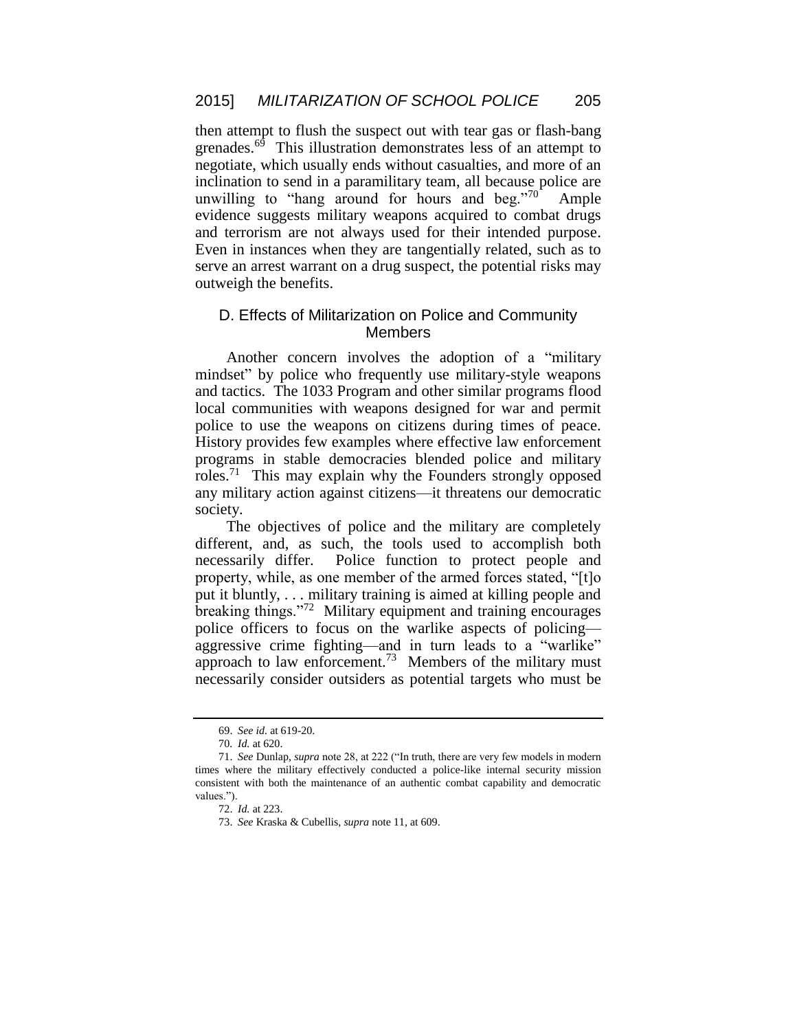then attempt to flush the suspect out with tear gas or flash-bang grenades.[69] This illustration demonstrates less of an attempt to negotiate, which usually ends without casualties, and more of an inclination to send in a paramilitary team, all because police are unwilling to "hang around for hours and beg."[70] Ample evidence suggests military weapons acquired to combat drugs and terrorism are not always used for their intended purpose. Even in instances when they are tangentially related, such as to serve an arrest warrant on a drug suspect, the potential risks may outweigh the benefits.

### D. Effects of Militarization on Police and Community Members

Another concern involves the adoption of a "military mindset" by police who frequently use military-style weapons and tactics. The 1033 Program and other similar programs flood local communities with weapons designed for war and permit police to use the weapons on citizens during times of peace. History provides few examples where effective law enforcement programs in stable democracies blended police and military roles.[71] This may explain why the Founders strongly opposed any military action against citizens—it threatens our democratic society.

The objectives of police and the military are completely different, and, as such, the tools used to accomplish both necessarily differ. Police function to protect people and property, while, as one member of the armed forces stated, "[t]o put it bluntly, . . . military training is aimed at killing people and breaking things."[72] Military equipment and training encourages police officers to focus on the warlike aspects of policing—aggressive crime fighting—and in turn leads to a "warlike" approach to law enforcement.[73] Members of the military must necessarily consider outsiders as potential targets who must be

---

69. *See id.* at 619-20.

70. *Id.* at 620.

71. *See* Dunlap, *supra* note 28, at 222 ("In truth, there are very few models in modern times where the military effectively conducted a police-like internal security mission consistent with both the maintenance of an authentic combat capability and democratic values.").

72. *Id.* at 223.

73. *See* Kraska & Cubellis, *supra* note 11, at 609.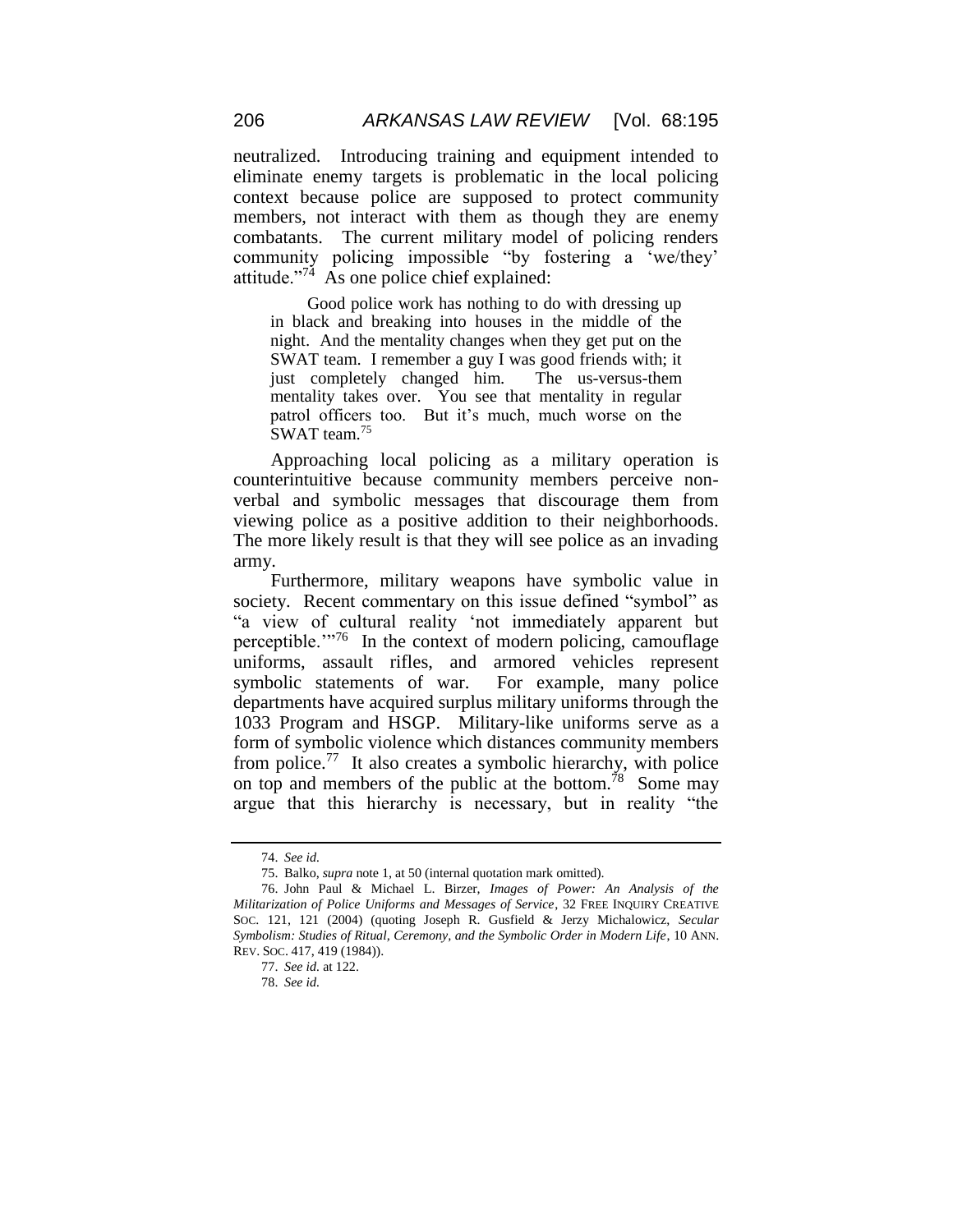neutralized. Introducing training and equipment intended to eliminate enemy targets is problematic in the local policing context because police are supposed to protect community members, not interact with them as though they are enemy combatants. The current military model of policing renders community policing impossible "by fostering a 'we/they' attitude."[74] As one police chief explained:

> Good police work has nothing to do with dressing up in black and breaking into houses in the middle of the night. And the mentality changes when they get put on the SWAT team. I remember a guy I was good friends with; it just completely changed him. The us-versus-them mentality takes over. You see that mentality in regular patrol officers too. But it's much, much worse on the SWAT team.[75]

Approaching local policing as a military operation is counterintuitive because community members perceive non-verbal and symbolic messages that discourage them from viewing police as a positive addition to their neighborhoods. The more likely result is that they will see police as an invading army.

Furthermore, military weapons have symbolic value in society. Recent commentary on this issue defined "symbol" as "a view of cultural reality 'not immediately apparent but perceptible.'"[76] In the context of modern policing, camouflage uniforms, assault rifles, and armored vehicles represent symbolic statements of war. For example, many police departments have acquired surplus military uniforms through the 1033 Program and HSGP. Military-like uniforms serve as a form of symbolic violence which distances community members from police.[77] It also creates a symbolic hierarchy, with police on top and members of the public at the bottom.[78] Some may argue that this hierarchy is necessary, but in reality "the

---

74. *See id.*

75. Balko, *supra* note 1, at 50 (internal quotation mark omitted).

76. John Paul & Michael L. Birzer, *Images of Power: An Analysis of the Militarization of Police Uniforms and Messages of Service*, 32 FREE INQUIRY CREATIVE SOC. 121, 121 (2004) (quoting Joseph R. Gusfield & Jerzy Michalowicz, *Secular Symbolism: Studies of Ritual, Ceremony, and the Symbolic Order in Modern Life*, 10 ANN. REV. SOC. 417, 419 (1984)).

77. *See id.* at 122.

78. *See id.*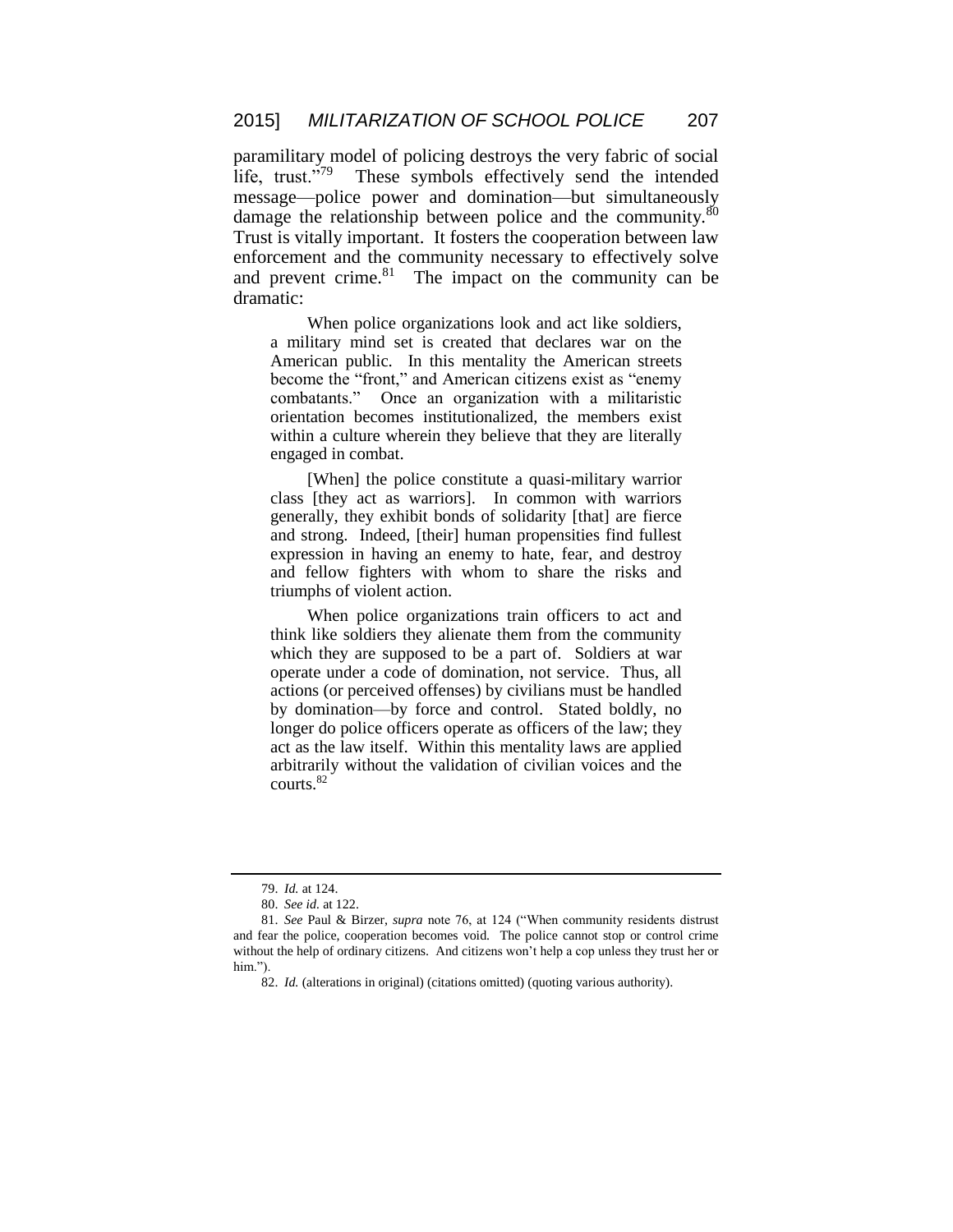paramilitary model of policing destroys the very fabric of social life, trust."[79] These symbols effectively send the intended message—police power and domination—but simultaneously damage the relationship between police and the community.[80] Trust is vitally important. It fosters the cooperation between law enforcement and the community necessary to effectively solve and prevent crime.[81] The impact on the community can be dramatic:

> When police organizations look and act like soldiers, a military mind set is created that declares war on the American public. In this mentality the American streets become the "front," and American citizens exist as "enemy combatants." Once an organization with a militaristic orientation becomes institutionalized, the members exist within a culture wherein they believe that they are literally engaged in combat.
>
> [When] the police constitute a quasi-military warrior class [they act as warriors]. In common with warriors generally, they exhibit bonds of solidarity [that] are fierce and strong. Indeed, [their] human propensities find fullest expression in having an enemy to hate, fear, and destroy and fellow fighters with whom to share the risks and triumphs of violent action.
>
> When police organizations train officers to act and think like soldiers they alienate them from the community which they are supposed to be a part of. Soldiers at war operate under a code of domination, not service. Thus, all actions (or perceived offenses) by civilians must be handled by domination—by force and control. Stated boldly, no longer do police officers operate as officers of the law; they act as the law itself. Within this mentality laws are applied arbitrarily without the validation of civilian voices and the courts.[82]

---

79. *Id.* at 124.

80. *See id.* at 122.

81. *See* Paul & Birzer, *supra* note 76, at 124 ("When community residents distrust and fear the police, cooperation becomes void. The police cannot stop or control crime without the help of ordinary citizens. And citizens won't help a cop unless they trust her or him.").

82. *Id.* (alterations in original) (citations omitted) (quoting various authority).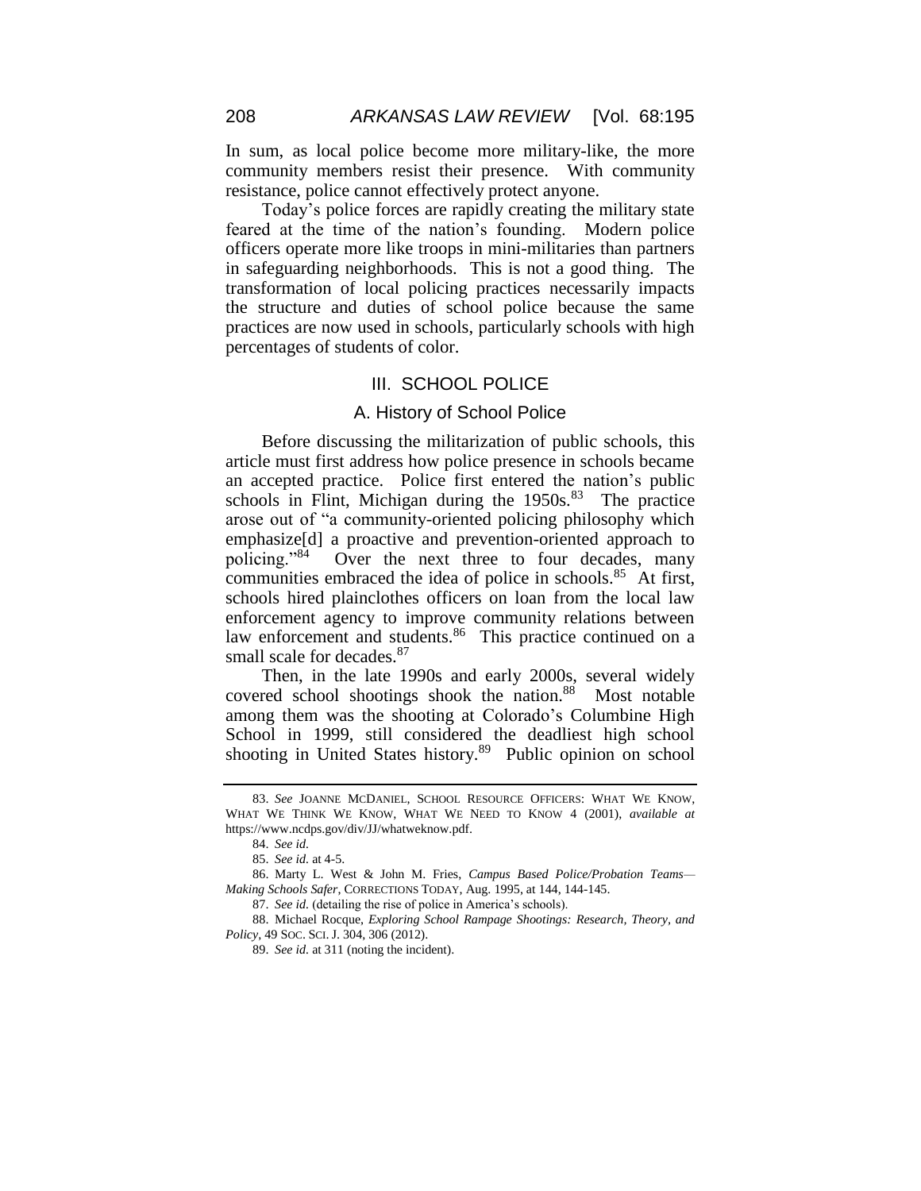In sum, as local police become more military-like, the more community members resist their presence. With community resistance, police cannot effectively protect anyone.

Today's police forces are rapidly creating the military state feared at the time of the nation's founding. Modern police officers operate more like troops in mini-militaries than partners in safeguarding neighborhoods. This is not a good thing. The transformation of local policing practices necessarily impacts the structure and duties of school police because the same practices are now used in schools, particularly schools with high percentages of students of color.

## III. SCHOOL POLICE

### A. History of School Police

Before discussing the militarization of public schools, this article must first address how police presence in schools became an accepted practice. Police first entered the nation's public schools in Flint, Michigan during the 1950s.[83] The practice arose out of "a community-oriented policing philosophy which emphasize[d] a proactive and prevention-oriented approach to policing."[84] Over the next three to four decades, many communities embraced the idea of police in schools.[85] At first, schools hired plainclothes officers on loan from the local law enforcement agency to improve community relations between law enforcement and students.[86] This practice continued on a small scale for decades.[87]

Then, in the late 1990s and early 2000s, several widely covered school shootings shook the nation.[88] Most notable among them was the shooting at Colorado's Columbine High School in 1999, still considered the deadliest high school shooting in United States history.[89] Public opinion on school

---

83. *See* JOANNE MCDANIEL, SCHOOL RESOURCE OFFICERS: WHAT WE KNOW, WHAT WE THINK WE KNOW, WHAT WE NEED TO KNOW 4 (2001), *available at* https://www.ncdps.gov/div/JJ/whatweknow.pdf.

84. *See id.*

85. *See id.* at 4-5.

86. Marty L. West & John M. Fries, *Campus Based Police/Probation Teams—Making Schools Safer*, CORRECTIONS TODAY, Aug. 1995, at 144, 144-145.

87. *See id.* (detailing the rise of police in America's schools).

88. Michael Rocque, *Exploring School Rampage Shootings: Research, Theory, and Policy*, 49 SOC. SCI. J. 304, 306 (2012).

89. *See id.* at 311 (noting the incident).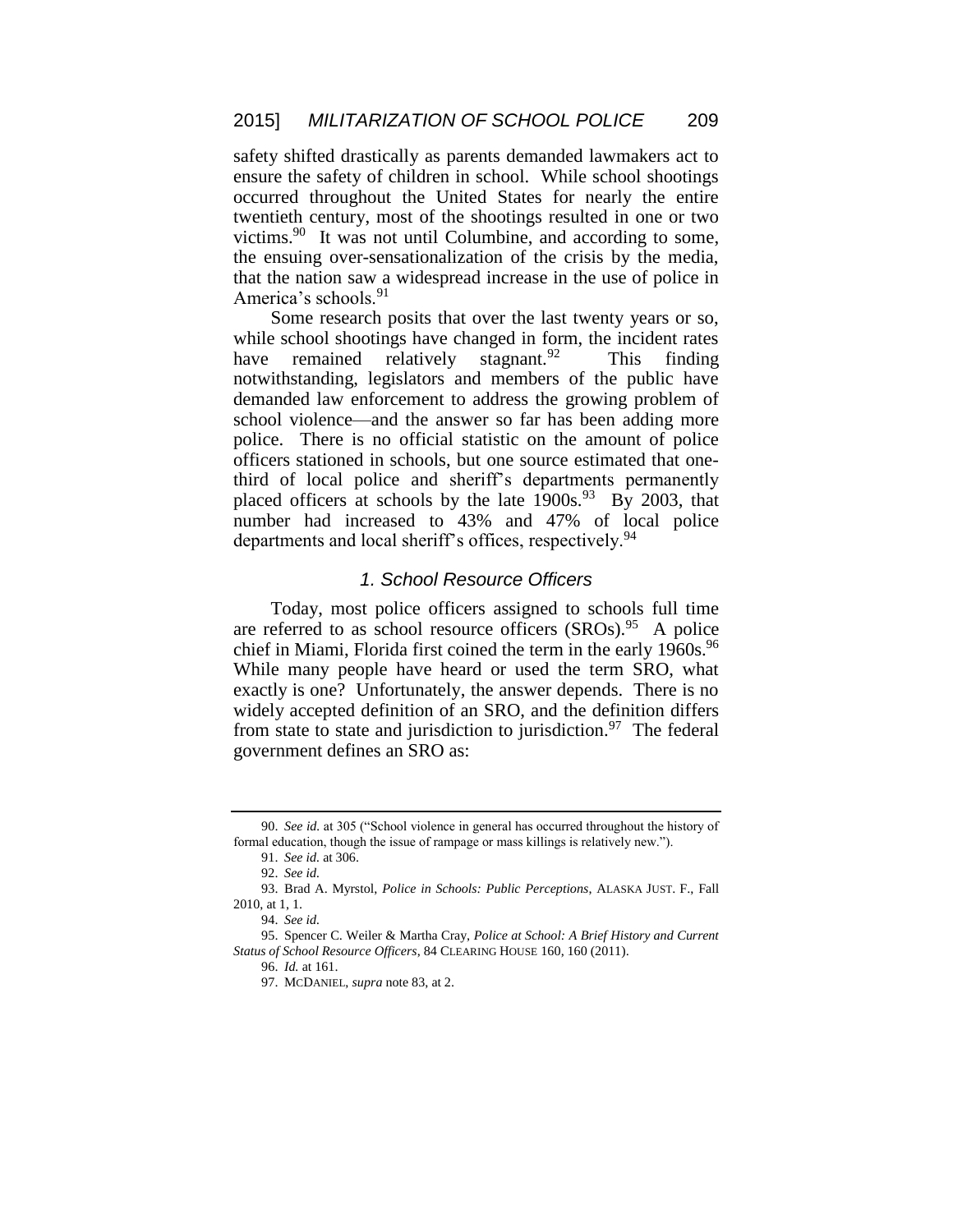safety shifted drastically as parents demanded lawmakers act to ensure the safety of children in school. While school shootings occurred throughout the United States for nearly the entire twentieth century, most of the shootings resulted in one or two victims.[90] It was not until Columbine, and according to some, the ensuing over-sensationalization of the crisis by the media, that the nation saw a widespread increase in the use of police in America's schools.[91]

Some research posits that over the last twenty years or so, while school shootings have changed in form, the incident rates have remained relatively stagnant.[92] This finding notwithstanding, legislators and members of the public have demanded law enforcement to address the growing problem of school violence—and the answer so far has been adding more police. There is no official statistic on the amount of police officers stationed in schools, but one source estimated that one-third of local police and sheriff's departments permanently placed officers at schools by the late 1900s.[93] By 2003, that number had increased to 43% and 47% of local police departments and local sheriff's offices, respectively.[94]

### *1. School Resource Officers*

Today, most police officers assigned to schools full time are referred to as school resource officers (SROs).[95] A police chief in Miami, Florida first coined the term in the early 1960s.[96] While many people have heard or used the term SRO, what exactly is one? Unfortunately, the answer depends. There is no widely accepted definition of an SRO, and the definition differs from state to state and jurisdiction to jurisdiction.[97] The federal government defines an SRO as:

---

90. *See id.* at 305 ("School violence in general has occurred throughout the history of formal education, though the issue of rampage or mass killings is relatively new.").

91. *See id.* at 306.

92. *See id.*

93. Brad A. Myrstol, *Police in Schools: Public Perceptions*, ALASKA JUST. F., Fall 2010, at 1, 1.

94. *See id.*

95. Spencer C. Weiler & Martha Cray, *Police at School: A Brief History and Current Status of School Resource Officers*, 84 CLEARING HOUSE 160, 160 (2011).

96. *Id.* at 161.

97. MCDANIEL, *supra* note 83, at 2.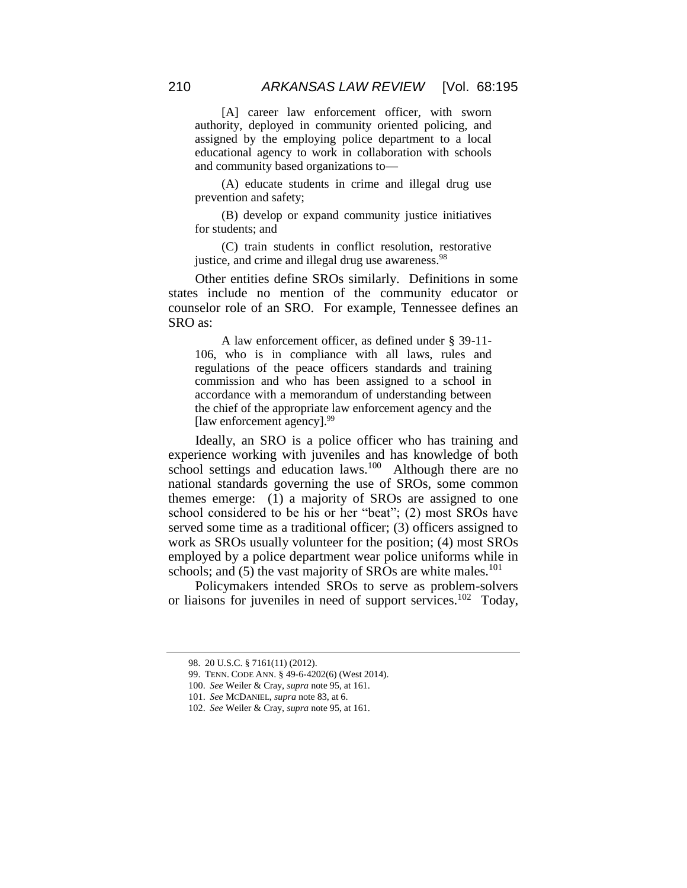> [A] career law enforcement officer, with sworn authority, deployed in community oriented policing, and assigned by the employing police department to a local educational agency to work in collaboration with schools and community based organizations to—
>
> (A) educate students in crime and illegal drug use prevention and safety;
>
> (B) develop or expand community justice initiatives for students; and
>
> (C) train students in conflict resolution, restorative justice, and crime and illegal drug use awareness.[98]

Other entities define SROs similarly. Definitions in some states include no mention of the community educator or counselor role of an SRO. For example, Tennessee defines an SRO as:

> A law enforcement officer, as defined under § 39-11-106, who is in compliance with all laws, rules and regulations of the peace officers standards and training commission and who has been assigned to a school in accordance with a memorandum of understanding between the chief of the appropriate law enforcement agency and the [law enforcement agency].[99]

Ideally, an SRO is a police officer who has training and experience working with juveniles and has knowledge of both school settings and education laws.[100] Although there are no national standards governing the use of SROs, some common themes emerge: (1) a majority of SROs are assigned to one school considered to be his or her "beat"; (2) most SROs have served some time as a traditional officer; (3) officers assigned to work as SROs usually volunteer for the position; (4) most SROs employed by a police department wear police uniforms while in schools; and (5) the vast majority of SROs are white males.[101]

Policymakers intended SROs to serve as problem-solvers or liaisons for juveniles in need of support services.[102] Today,

---

98. 20 U.S.C. § 7161(11) (2012).

99. TENN. CODE ANN. § 49-6-4202(6) (West 2014).

100. *See* Weiler & Cray, *supra* note 95, at 161.

101. *See* MCDANIEL, *supra* note 83, at 6.

102. *See* Weiler & Cray, *supra* note 95, at 161.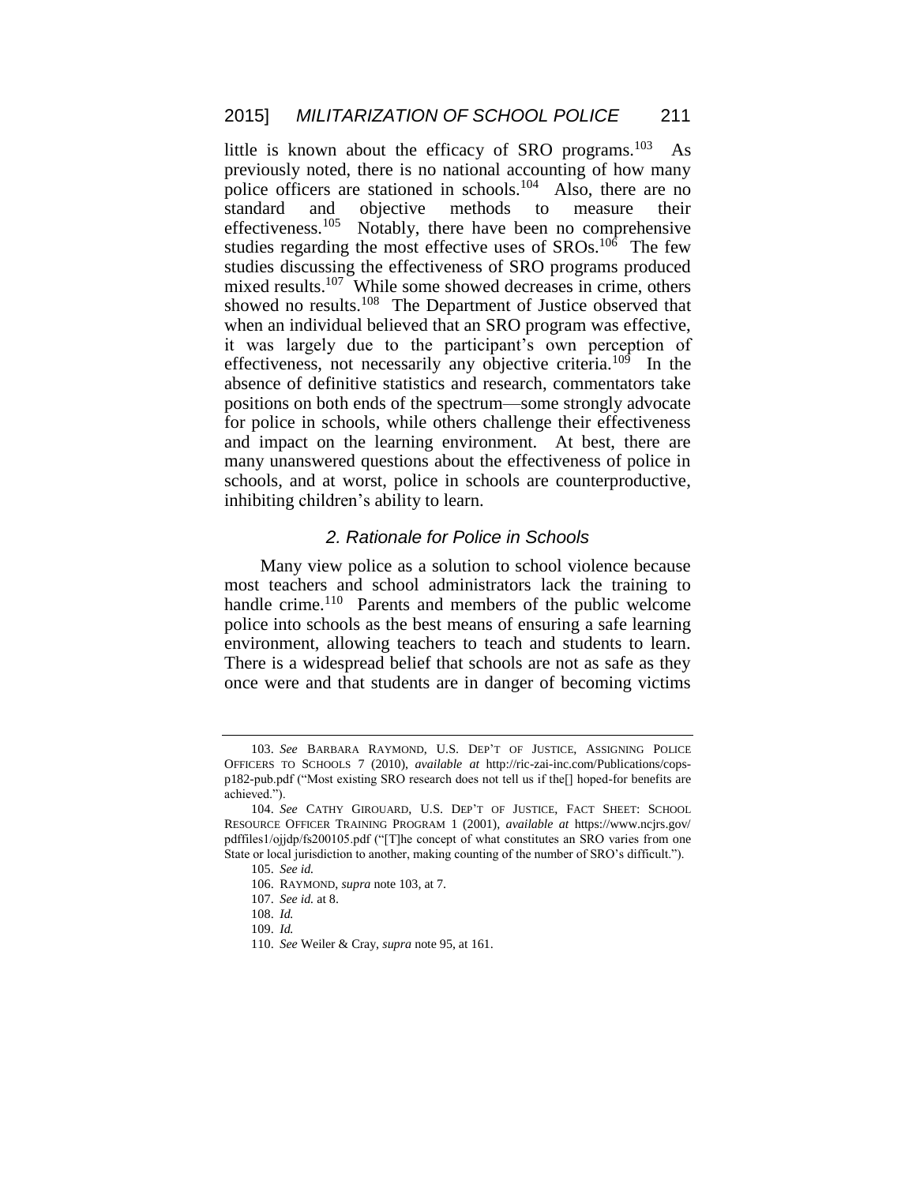little is known about the efficacy of SRO programs.[103] As previously noted, there is no national accounting of how many police officers are stationed in schools.[104] Also, there are no standard and objective methods to measure their effectiveness.[105] Notably, there have been no comprehensive studies regarding the most effective uses of SROs.[106] The few studies discussing the effectiveness of SRO programs produced mixed results.[107] While some showed decreases in crime, others showed no results.[108] The Department of Justice observed that when an individual believed that an SRO program was effective, it was largely due to the participant's own perception of effectiveness, not necessarily any objective criteria.[109] In the absence of definitive statistics and research, commentators take positions on both ends of the spectrum—some strongly advocate for police in schools, while others challenge their effectiveness and impact on the learning environment. At best, there are many unanswered questions about the effectiveness of police in schools, and at worst, police in schools are counterproductive, inhibiting children's ability to learn.

### *2. Rationale for Police in Schools*

Many view police as a solution to school violence because most teachers and school administrators lack the training to handle crime.[110] Parents and members of the public welcome police into schools as the best means of ensuring a safe learning environment, allowing teachers to teach and students to learn. There is a widespread belief that schools are not as safe as they once were and that students are in danger of becoming victims

---

103. *See* BARBARA RAYMOND, U.S. DEP'T OF JUSTICE, ASSIGNING POLICE OFFICERS TO SCHOOLS 7 (2010), *available at* http://ric-zai-inc.com/Publications/cops-p182-pub.pdf ("Most existing SRO research does not tell us if the[] hoped-for benefits are achieved.").

104. *See* CATHY GIROUARD, U.S. DEP'T OF JUSTICE, FACT SHEET: SCHOOL RESOURCE OFFICER TRAINING PROGRAM 1 (2001), *available at* https://www.ncjrs.gov/pdffiles1/ojjdp/fs200105.pdf ("[T]he concept of what constitutes an SRO varies from one State or local jurisdiction to another, making counting of the number of SRO's difficult.").

105. *See id.*

106. RAYMOND, *supra* note 103, at 7.

107. *See id.* at 8.

108. *Id.*

109. *Id.*

110. *See* Weiler & Cray, *supra* note 95, at 161.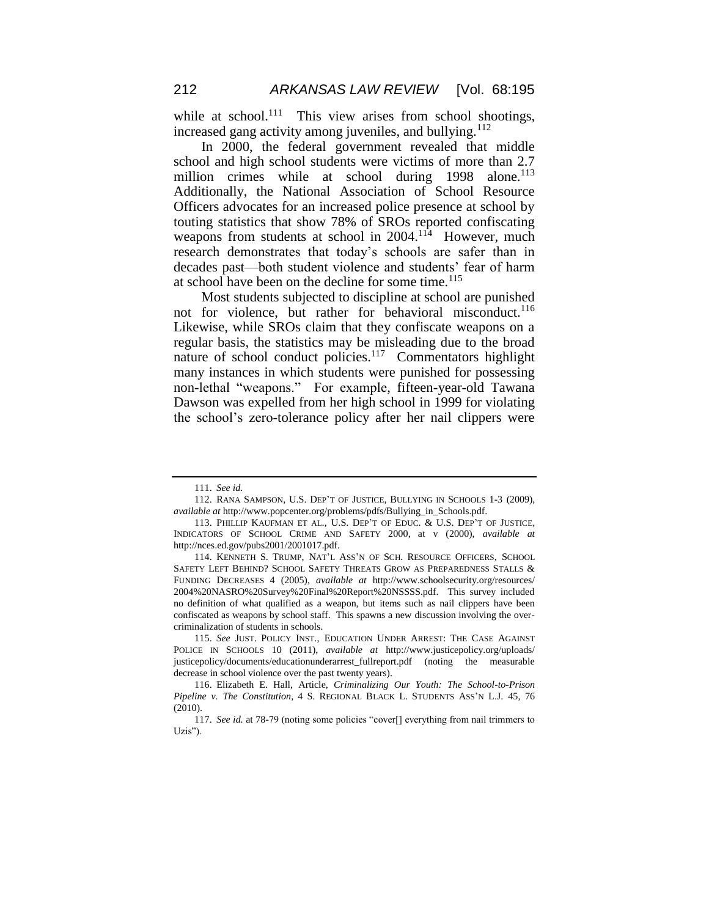while at school.[111] This view arises from school shootings, increased gang activity among juveniles, and bullying.[112]

In 2000, the federal government revealed that middle school and high school students were victims of more than 2.7 million crimes while at school during 1998 alone.[113] Additionally, the National Association of School Resource Officers advocates for an increased police presence at school by touting statistics that show 78% of SROs reported confiscating weapons from students at school in 2004.[114] However, much research demonstrates that today's schools are safer than in decades past—both student violence and students' fear of harm at school have been on the decline for some time.[115]

Most students subjected to discipline at school are punished not for violence, but rather for behavioral misconduct.[116] Likewise, while SROs claim that they confiscate weapons on a regular basis, the statistics may be misleading due to the broad nature of school conduct policies.[117] Commentators highlight many instances in which students were punished for possessing non-lethal "weapons." For example, fifteen-year-old Tawana Dawson was expelled from her high school in 1999 for violating the school's zero-tolerance policy after her nail clippers were

---

111. *See id.*

112. RANA SAMPSON, U.S. DEP'T OF JUSTICE, BULLYING IN SCHOOLS 1-3 (2009), *available at* http://www.popcenter.org/problems/pdfs/Bullying_in_Schools.pdf.

113. PHILLIP KAUFMAN ET AL., U.S. DEP'T OF EDUC. & U.S. DEP'T OF JUSTICE, INDICATORS OF SCHOOL CRIME AND SAFETY 2000, at v (2000), *available at* http://nces.ed.gov/pubs2001/2001017.pdf.

114. KENNETH S. TRUMP, NAT'L ASS'N OF SCH. RESOURCE OFFICERS, SCHOOL SAFETY LEFT BEHIND? SCHOOL SAFETY THREATS GROW AS PREPAREDNESS STALLS & FUNDING DECREASES 4 (2005), *available at* http://www.schoolsecurity.org/resources/2004%20NASRO%20Survey%20Final%20Report%20NSSSS.pdf. This survey included no definition of what qualified as a weapon, but items such as nail clippers have been confiscated as weapons by school staff. This spawns a new discussion involving the over-criminalization of students in schools.

115. *See* JUST. POLICY INST., EDUCATION UNDER ARREST: THE CASE AGAINST POLICE IN SCHOOLS 10 (2011), *available at* http://www.justicepolicy.org/uploads/justicepolicy/documents/educationunderarrest_fullreport.pdf (noting the measurable decrease in school violence over the past twenty years).

116. Elizabeth E. Hall, Article, *Criminalizing Our Youth: The School-to-Prison Pipeline v. The Constitution*, 4 S. REGIONAL BLACK L. STUDENTS ASS'N L.J. 45, 76 (2010).

117. *See id.* at 78-79 (noting some policies "cover[] everything from nail trimmers to Uzis").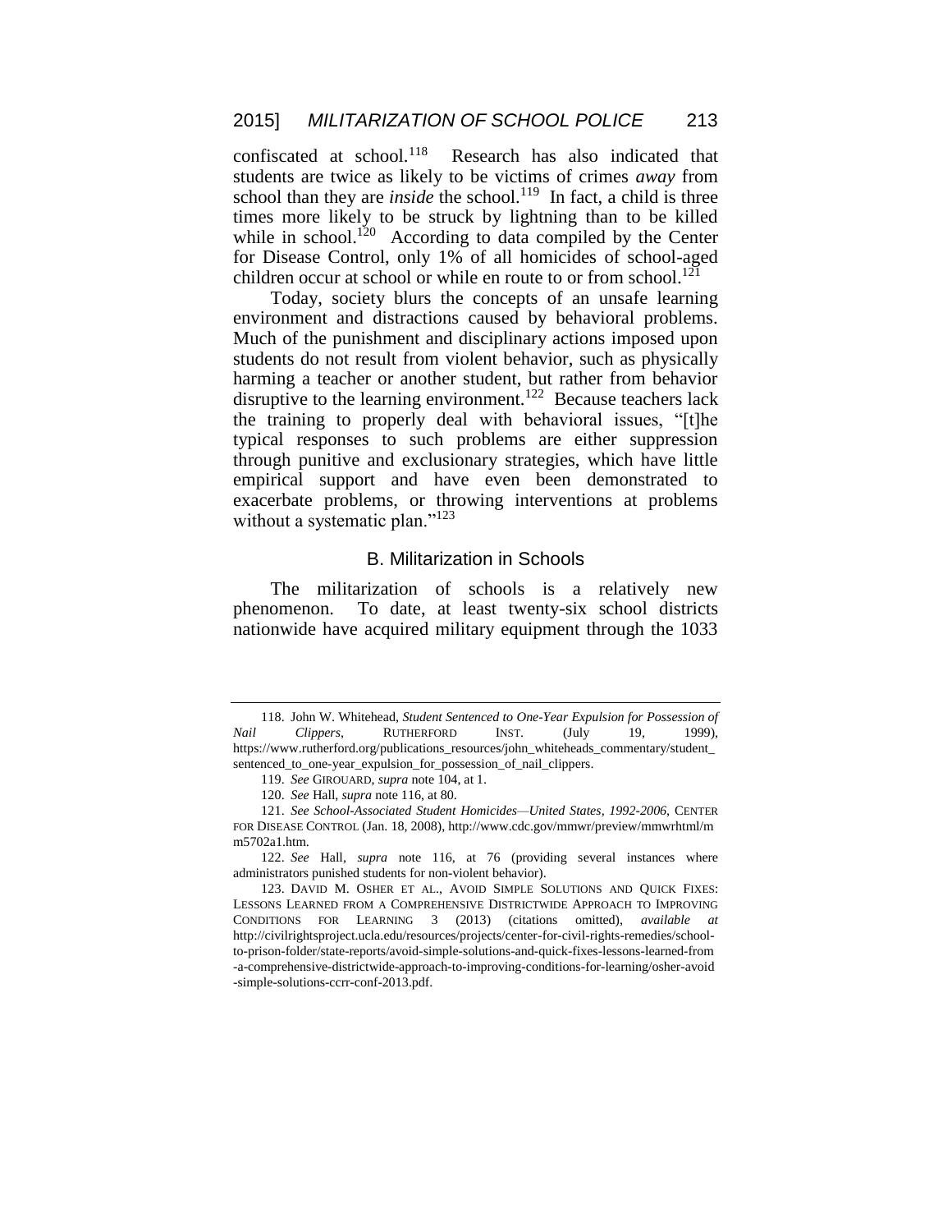confiscated at school.[118] Research has also indicated that students are twice as likely to be victims of crimes *away* from school than they are *inside* the school.[119] In fact, a child is three times more likely to be struck by lightning than to be killed while in school.[120] According to data compiled by the Center for Disease Control, only 1% of all homicides of school-aged children occur at school or while en route to or from school.[121]

Today, society blurs the concepts of an unsafe learning environment and distractions caused by behavioral problems. Much of the punishment and disciplinary actions imposed upon students do not result from violent behavior, such as physically harming a teacher or another student, but rather from behavior disruptive to the learning environment.[122] Because teachers lack the training to properly deal with behavioral issues, "[t]he typical responses to such problems are either suppression through punitive and exclusionary strategies, which have little empirical support and have even been demonstrated to exacerbate problems, or throwing interventions at problems without a systematic plan."[123]

### B. Militarization in Schools

The militarization of schools is a relatively new phenomenon. To date, at least twenty-six school districts nationwide have acquired military equipment through the 1033

---

118. John W. Whitehead, *Student Sentenced to One-Year Expulsion for Possession of Nail Clippers*, RUTHERFORD INST. (July 19, 1999), https://www.rutherford.org/publications_resources/john_whiteheads_commentary/student_sentenced_to_one-year_expulsion_for_possession_of_nail_clippers.

119. *See* GIROUARD, *supra* note 104, at 1.

120. *See* Hall, *supra* note 116, at 80.

121. *See School-Associated Student Homicides—United States, 1992-2006*, CENTER FOR DISEASE CONTROL (Jan. 18, 2008), http://www.cdc.gov/mmwr/preview/mmwrhtml/mm5702a1.htm.

122. *See* Hall, *supra* note 116, at 76 (providing several instances where administrators punished students for non-violent behavior).

123. DAVID M. OSHER ET AL., AVOID SIMPLE SOLUTIONS AND QUICK FIXES: LESSONS LEARNED FROM A COMPREHENSIVE DISTRICTWIDE APPROACH TO IMPROVING CONDITIONS FOR LEARNING 3 (2013) (citations omitted), *available at* http://civilrightsproject.ucla.edu/resources/projects/center-for-civil-rights-remedies/school-to-prison-folder/state-reports/avoid-simple-solutions-and-quick-fixes-lessons-learned-from-a-comprehensive-districtwide-approach-to-improving-conditions-for-learning/osher-avoid-simple-solutions-ccrr-conf-2013.pdf.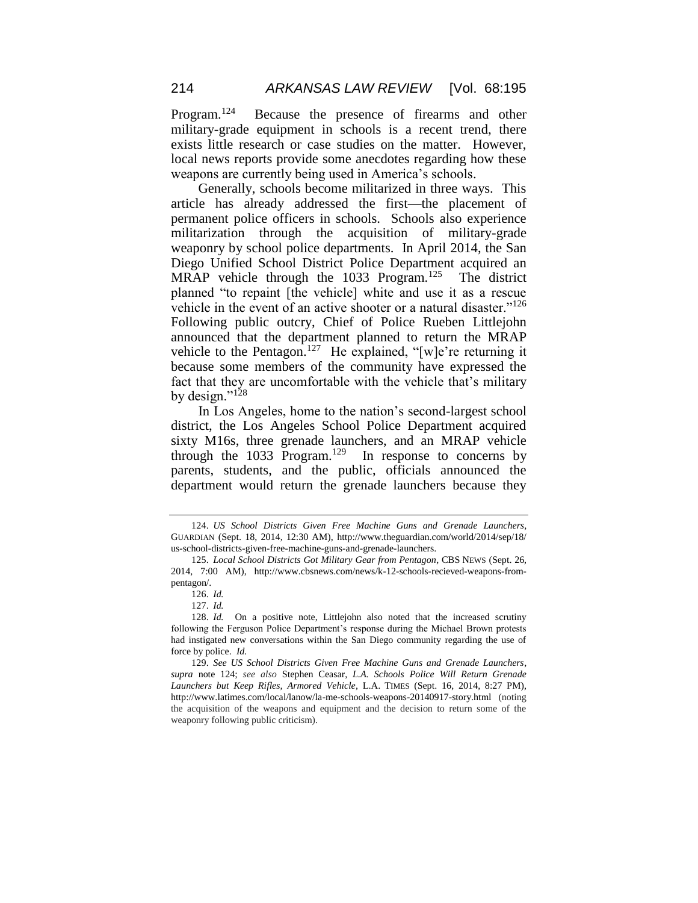Program.[124] Because the presence of firearms and other military-grade equipment in schools is a recent trend, there exists little research or case studies on the matter. However, local news reports provide some anecdotes regarding how these weapons are currently being used in America's schools.

Generally, schools become militarized in three ways. This article has already addressed the first—the placement of permanent police officers in schools. Schools also experience militarization through the acquisition of military-grade weaponry by school police departments. In April 2014, the San Diego Unified School District Police Department acquired an MRAP vehicle through the 1033 Program.[125] The district planned "to repaint [the vehicle] white and use it as a rescue vehicle in the event of an active shooter or a natural disaster."[126] Following public outcry, Chief of Police Rueben Littlejohn announced that the department planned to return the MRAP vehicle to the Pentagon.[127] He explained, "[w]e're returning it because some members of the community have expressed the fact that they are uncomfortable with the vehicle that's military by design."[128]

In Los Angeles, home to the nation's second-largest school district, the Los Angeles School Police Department acquired sixty M16s, three grenade launchers, and an MRAP vehicle through the 1033 Program.[129] In response to concerns by parents, students, and the public, officials announced the department would return the grenade launchers because they

---

124. *US School Districts Given Free Machine Guns and Grenade Launchers*, GUARDIAN (Sept. 18, 2014, 12:30 AM), http://www.theguardian.com/world/2014/sep/18/us-school-districts-given-free-machine-guns-and-grenade-launchers.

125. *Local School Districts Got Military Gear from Pentagon*, CBS NEWS (Sept. 26, 2014, 7:00 AM), http://www.cbsnews.com/news/k-12-schools-recieved-weapons-from-pentagon/.

126. *Id.*

127. *Id.*

128. *Id.* On a positive note, Littlejohn also noted that the increased scrutiny following the Ferguson Police Department's response during the Michael Brown protests had instigated new conversations within the San Diego community regarding the use of force by police. *Id.*

129. *See US School Districts Given Free Machine Guns and Grenade Launchers*, *supra* note 124; *see also* Stephen Ceasar, *L.A. Schools Police Will Return Grenade Launchers but Keep Rifles, Armored Vehicle*, L.A. TIMES (Sept. 16, 2014, 8:27 PM), http://www.latimes.com/local/lanow/la-me-schools-weapons-20140917-story.html (noting the acquisition of the weapons and equipment and the decision to return some of the weaponry following public criticism).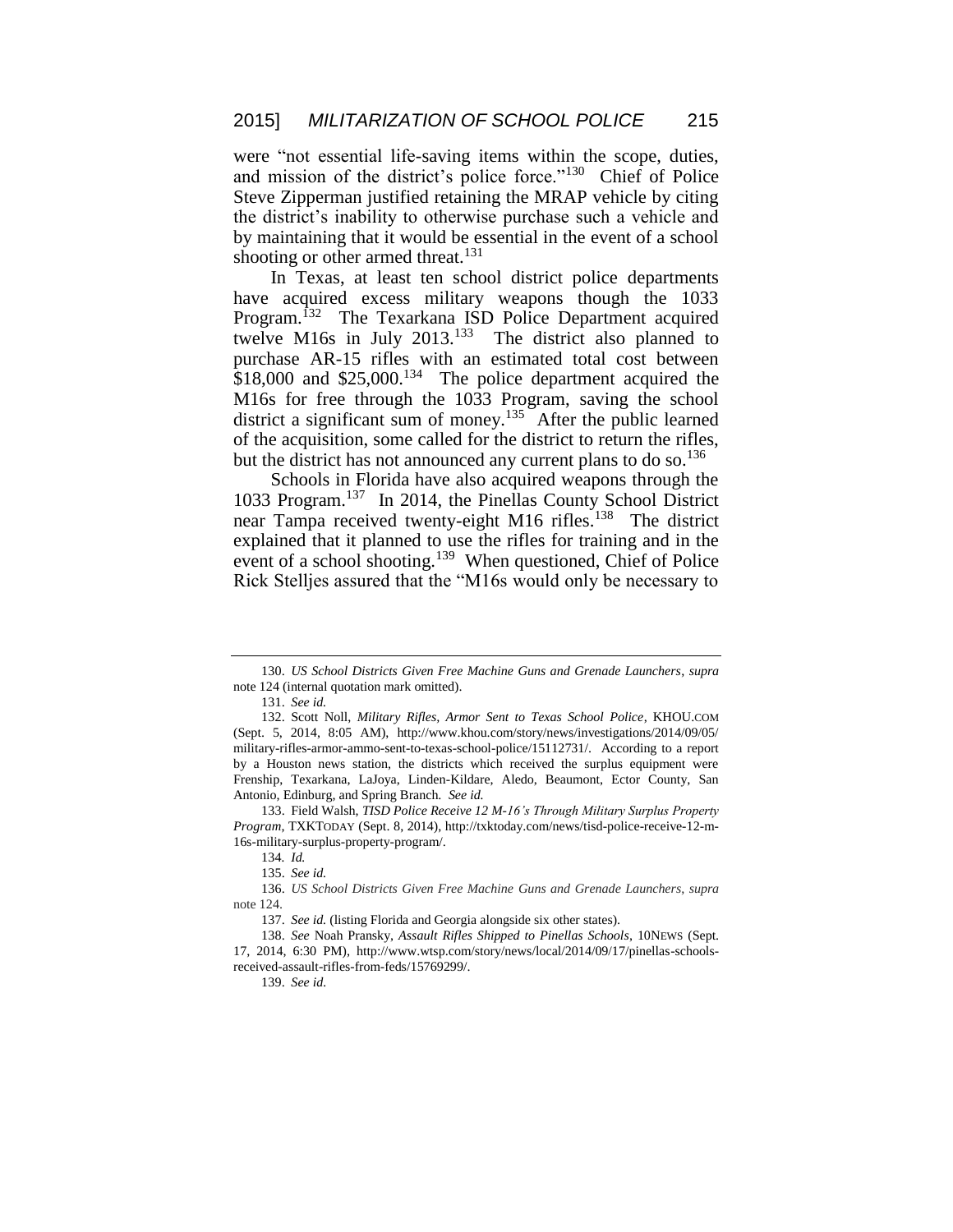were "not essential life-saving items within the scope, duties, and mission of the district's police force."[130] Chief of Police Steve Zipperman justified retaining the MRAP vehicle by citing the district's inability to otherwise purchase such a vehicle and by maintaining that it would be essential in the event of a school shooting or other armed threat.[131]

In Texas, at least ten school district police departments have acquired excess military weapons though the 1033 Program.[132] The Texarkana ISD Police Department acquired twelve M16s in July 2013.[133] The district also planned to purchase AR-15 rifles with an estimated total cost between $18,000 and $25,000.[134] The police department acquired the M16s for free through the 1033 Program, saving the school district a significant sum of money.[135] After the public learned of the acquisition, some called for the district to return the rifles, but the district has not announced any current plans to do so.[136]

Schools in Florida have also acquired weapons through the 1033 Program.[137] In 2014, the Pinellas County School District near Tampa received twenty-eight M16 rifles.[138] The district explained that it planned to use the rifles for training and in the event of a school shooting.[139] When questioned, Chief of Police Rick Stelljes assured that the "M16s would only be necessary to

---

130. *US School Districts Given Free Machine Guns and Grenade Launchers*, *supra* note 124 (internal quotation mark omitted).

131. *See id.*

132. Scott Noll, *Military Rifles, Armor Sent to Texas School Police*, KHOU.COM (Sept. 5, 2014, 8:05 AM), http://www.khou.com/story/news/investigations/2014/09/05/military-rifles-armor-ammo-sent-to-texas-school-police/15112731/. According to a report by a Houston news station, the districts which received the surplus equipment were Frenship, Texarkana, LaJoya, Linden-Kildare, Aledo, Beaumont, Ector County, San Antonio, Edinburg, and Spring Branch. *See id.*

133. Field Walsh, *TISD Police Receive 12 M-16's Through Military Surplus Property Program*, TXKTODAY (Sept. 8, 2014), http://txktoday.com/news/tisd-police-receive-12-m-16s-military-surplus-property-program/.

134. *Id.*

135. *See id.*

136. *US School Districts Given Free Machine Guns and Grenade Launchers*, *supra* note 124.

137. *See id.* (listing Florida and Georgia alongside six other states).

138. *See* Noah Pransky, *Assault Rifles Shipped to Pinellas Schools*, 10NEWS (Sept. 17, 2014, 6:30 PM), http://www.wtsp.com/story/news/local/2014/09/17/pinellas-schools-received-assault-rifles-from-feds/15769299/.

139. *See id.*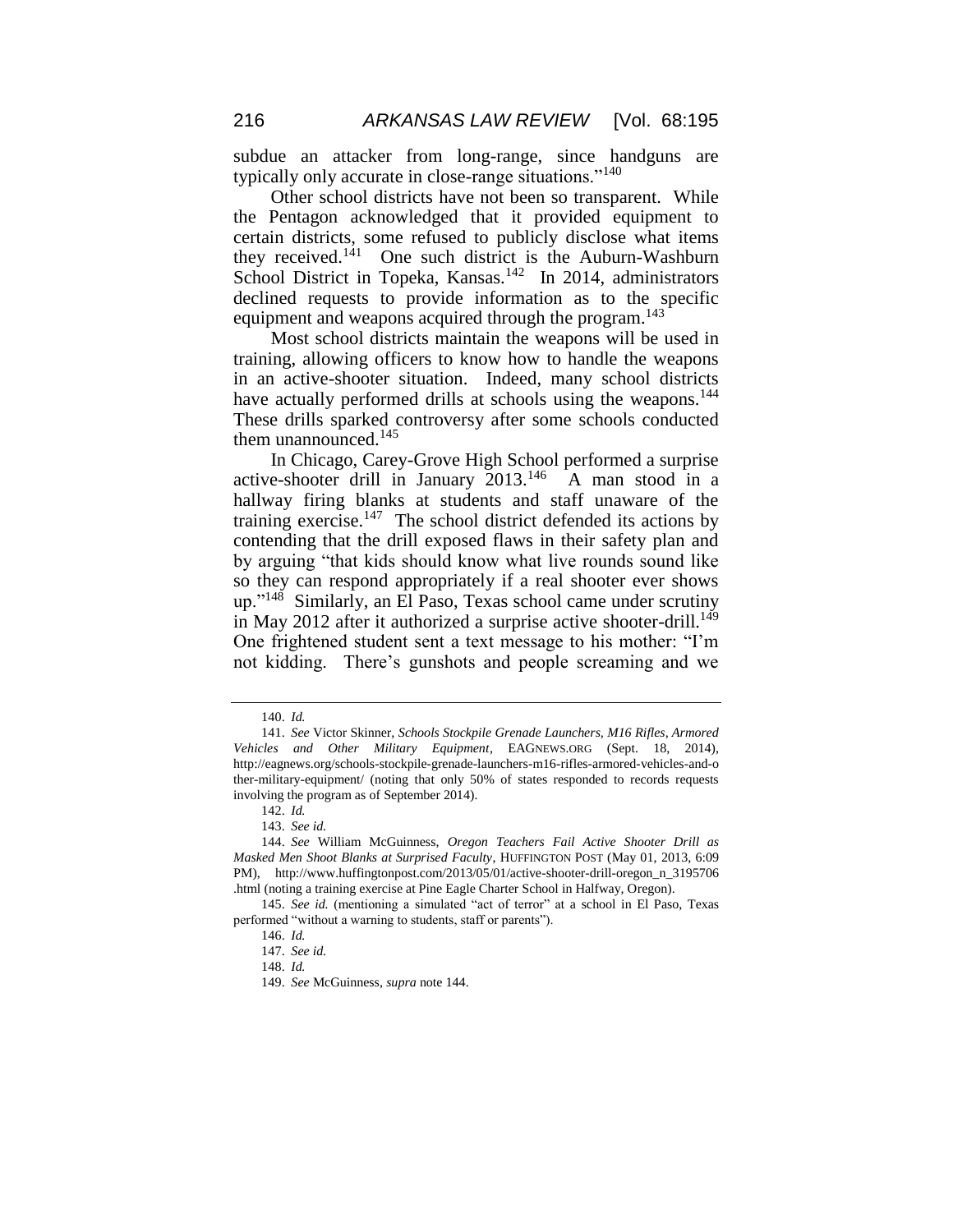subdue an attacker from long-range, since handguns are typically only accurate in close-range situations."[140]

Other school districts have not been so transparent. While the Pentagon acknowledged that it provided equipment to certain districts, some refused to publicly disclose what items they received.[141] One such district is the Auburn-Washburn School District in Topeka, Kansas.[142] In 2014, administrators declined requests to provide information as to the specific equipment and weapons acquired through the program.[143]

Most school districts maintain the weapons will be used in training, allowing officers to know how to handle the weapons in an active-shooter situation. Indeed, many school districts have actually performed drills at schools using the weapons.[144] These drills sparked controversy after some schools conducted them unannounced.[145]

In Chicago, Carey-Grove High School performed a surprise active-shooter drill in January 2013.[146] A man stood in a hallway firing blanks at students and staff unaware of the training exercise.[147] The school district defended its actions by contending that the drill exposed flaws in their safety plan and by arguing "that kids should know what live rounds sound like so they can respond appropriately if a real shooter ever shows up."[148] Similarly, an El Paso, Texas school came under scrutiny in May 2012 after it authorized a surprise active shooter-drill.[149] One frightened student sent a text message to his mother: "I'm not kidding. There's gunshots and people screaming and we

---

140. *Id.*

141. *See* Victor Skinner, *Schools Stockpile Grenade Launchers, M16 Rifles, Armored Vehicles and Other Military Equipment*, EAGNEWS.ORG (Sept. 18, 2014), http://eagnews.org/schools-stockpile-grenade-launchers-m16-rifles-armored-vehicles-and-other-military-equipment/ (noting that only 50% of states responded to records requests involving the program as of September 2014).

142. *Id.*

143. *See id.*

144. *See* William McGuinness, *Oregon Teachers Fail Active Shooter Drill as Masked Men Shoot Blanks at Surprised Faculty*, HUFFINGTON POST (May 01, 2013, 6:09 PM), http://www.huffingtonpost.com/2013/05/01/active-shooter-drill-oregon_n_3195706.html (noting a training exercise at Pine Eagle Charter School in Halfway, Oregon).

145. *See id.* (mentioning a simulated "act of terror" at a school in El Paso, Texas performed "without a warning to students, staff or parents").

146. *Id.*

147. *See id.*

148. *Id.*

149. *See* McGuinness, *supra* note 144.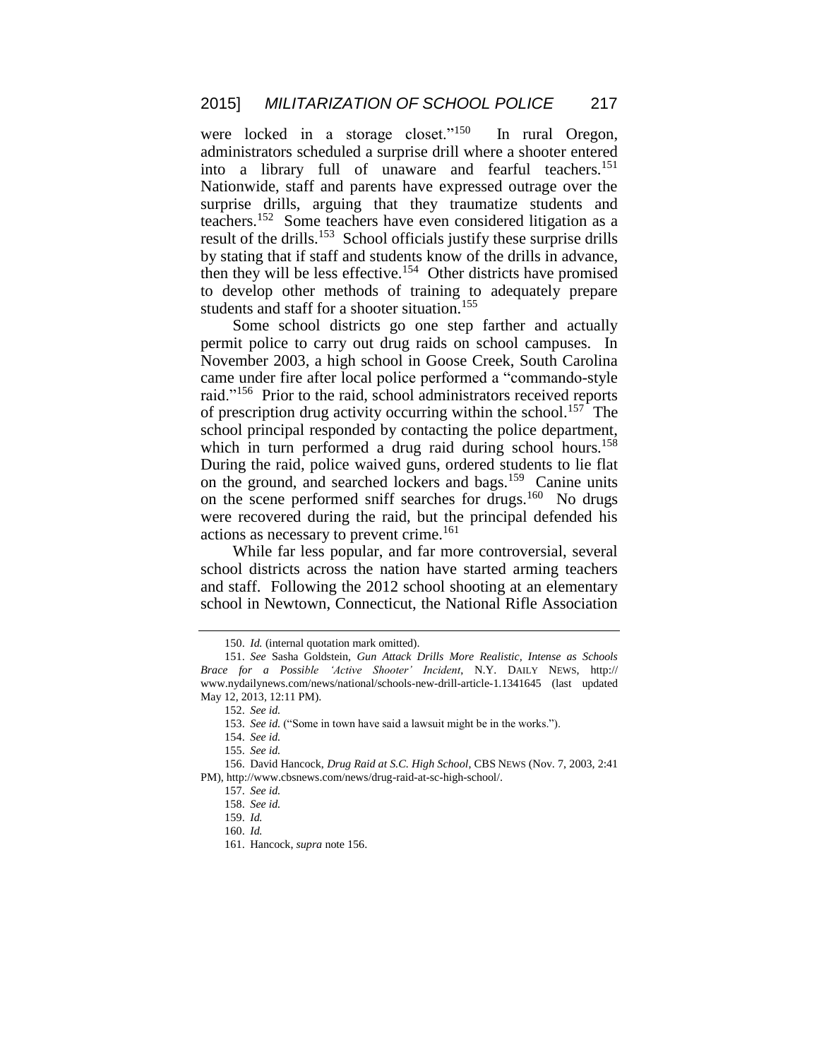were locked in a storage closet."[150] In rural Oregon, administrators scheduled a surprise drill where a shooter entered into a library full of unaware and fearful teachers.[151] Nationwide, staff and parents have expressed outrage over the surprise drills, arguing that they traumatize students and teachers.[152] Some teachers have even considered litigation as a result of the drills.[153] School officials justify these surprise drills by stating that if staff and students know of the drills in advance, then they will be less effective.[154] Other districts have promised to develop other methods of training to adequately prepare students and staff for a shooter situation.[155]

Some school districts go one step farther and actually permit police to carry out drug raids on school campuses. In November 2003, a high school in Goose Creek, South Carolina came under fire after local police performed a "commando-style raid."[156] Prior to the raid, school administrators received reports of prescription drug activity occurring within the school.[157] The school principal responded by contacting the police department, which in turn performed a drug raid during school hours.[158] During the raid, police waived guns, ordered students to lie flat on the ground, and searched lockers and bags.[159] Canine units on the scene performed sniff searches for drugs.[160] No drugs were recovered during the raid, but the principal defended his actions as necessary to prevent crime.[161]

While far less popular, and far more controversial, several school districts across the nation have started arming teachers and staff. Following the 2012 school shooting at an elementary school in Newtown, Connecticut, the National Rifle Association

---

150. *Id.* (internal quotation mark omitted).

151. *See* Sasha Goldstein, *Gun Attack Drills More Realistic, Intense as Schools Brace for a Possible 'Active Shooter' Incident*, N.Y. DAILY NEWS, http://www.nydailynews.com/news/national/schools-new-drill-article-1.1341645 (last updated May 12, 2013, 12:11 PM).

152. *See id.*

153. *See id.* ("Some in town have said a lawsuit might be in the works.").

154. *See id.*

155. *See id.*

156. David Hancock, *Drug Raid at S.C. High School*, CBS NEWS (Nov. 7, 2003, 2:41 PM), http://www.cbsnews.com/news/drug-raid-at-sc-high-school/.

157. *See id.*

158. *See id.*

159. *Id.*

160. *Id.*

161. Hancock, *supra* note 156.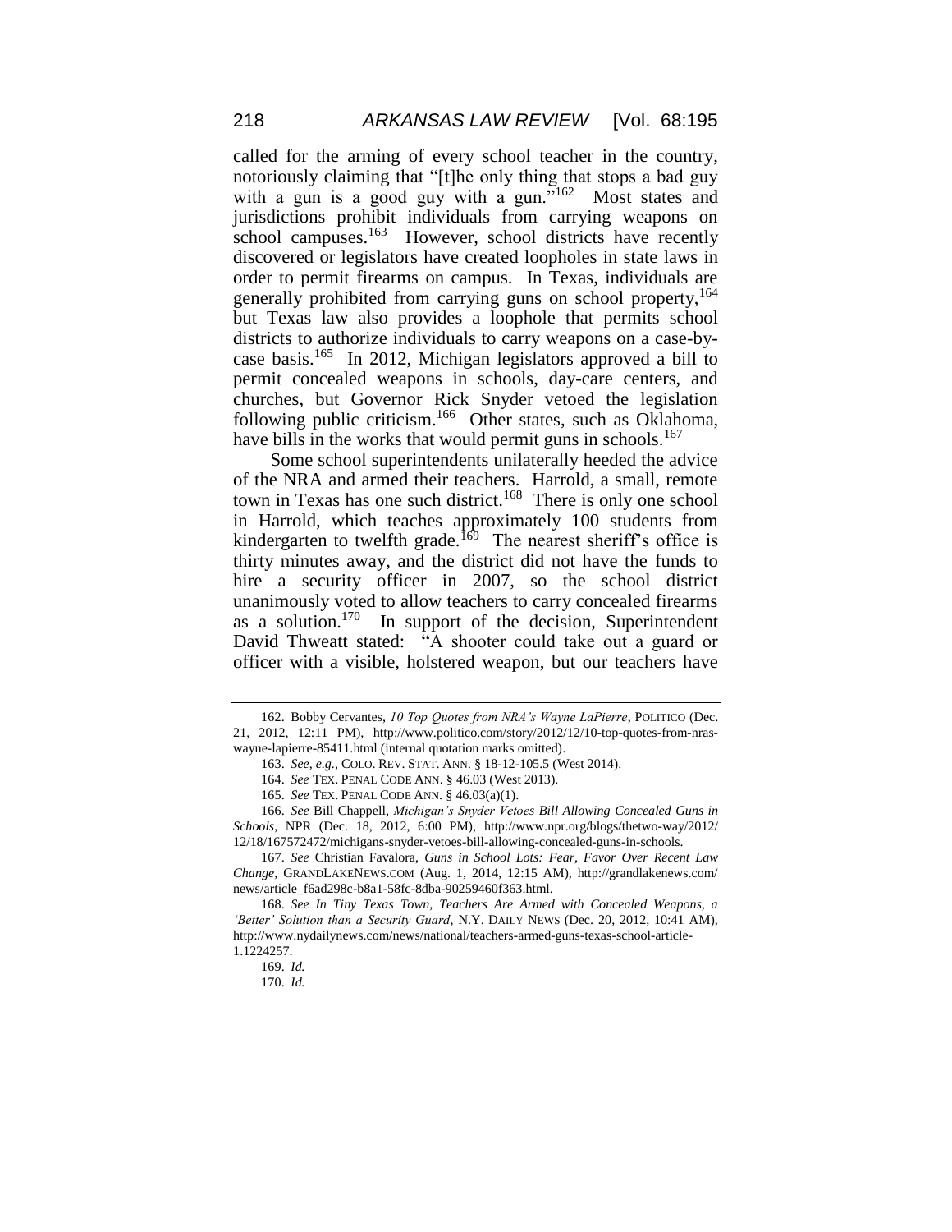called for the arming of every school teacher in the country, notoriously claiming that "[t]he only thing that stops a bad guy with a gun is a good guy with a gun."[162] Most states and jurisdictions prohibit individuals from carrying weapons on school campuses.[163] However, school districts have recently discovered or legislators have created loopholes in state laws in order to permit firearms on campus. In Texas, individuals are generally prohibited from carrying guns on school property,[164] but Texas law also provides a loophole that permits school districts to authorize individuals to carry weapons on a case-by-case basis.[165] In 2012, Michigan legislators approved a bill to permit concealed weapons in schools, day-care centers, and churches, but Governor Rick Snyder vetoed the legislation following public criticism.[166] Other states, such as Oklahoma, have bills in the works that would permit guns in schools.[167]

Some school superintendents unilaterally heeded the advice of the NRA and armed their teachers. Harrold, a small, remote town in Texas has one such district.[168] There is only one school in Harrold, which teaches approximately 100 students from kindergarten to twelfth grade.[169] The nearest sheriff's office is thirty minutes away, and the district did not have the funds to hire a security officer in 2007, so the school district unanimously voted to allow teachers to carry concealed firearms as a solution.[170] In support of the decision, Superintendent David Thweatt stated: "A shooter could take out a guard or officer with a visible, holstered weapon, but our teachers have

---

162. Bobby Cervantes, *10 Top Quotes from NRA's Wayne LaPierre*, POLITICO (Dec. 21, 2012, 12:11 PM), http://www.politico.com/story/2012/12/10-top-quotes-from-nras-wayne-lapierre-85411.html (internal quotation marks omitted).

163. *See, e.g.*, COLO. REV. STAT. ANN. § 18-12-105.5 (West 2014).

164. *See* TEX. PENAL CODE ANN. § 46.03 (West 2013).

165. *See* TEX. PENAL CODE ANN. § 46.03(a)(1).

166. *See* Bill Chappell, *Michigan's Snyder Vetoes Bill Allowing Concealed Guns in Schools*, NPR (Dec. 18, 2012, 6:00 PM), http://www.npr.org/blogs/thetwo-way/2012/12/18/167572472/michigans-snyder-vetoes-bill-allowing-concealed-guns-in-schools.

167. *See* Christian Favalora, *Guns in School Lots: Fear, Favor Over Recent Law Change*, GRANDLAKENEWS.COM (Aug. 1, 2014, 12:15 AM), http://grandlakenews.com/news/article_f6ad298c-b8a1-58fc-8dba-90259460f363.html.

168. *See In Tiny Texas Town, Teachers Are Armed with Concealed Weapons, a 'Better' Solution than a Security Guard*, N.Y. DAILY NEWS (Dec. 20, 2012, 10:41 AM), http://www.nydailynews.com/news/national/teachers-armed-guns-texas-school-article-1.1224257.

169. *Id.*

170. *Id.*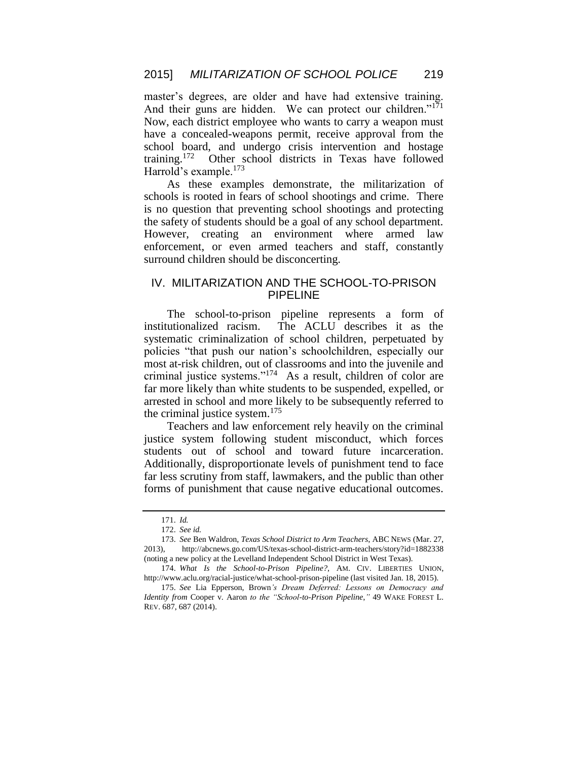master's degrees, are older and have had extensive training. And their guns are hidden. We can protect our children."[171] Now, each district employee who wants to carry a weapon must have a concealed-weapons permit, receive approval from the school board, and undergo crisis intervention and hostage training.[172] Other school districts in Texas have followed Harrold's example.[173]

As these examples demonstrate, the militarization of schools is rooted in fears of school shootings and crime. There is no question that preventing school shootings and protecting the safety of students should be a goal of any school department. However, creating an environment where armed law enforcement, or even armed teachers and staff, constantly surround children should be disconcerting.

## IV. MILITARIZATION AND THE SCHOOL-TO-PRISON PIPELINE

The school-to-prison pipeline represents a form of institutionalized racism. The ACLU describes it as the systematic criminalization of school children, perpetuated by policies "that push our nation's schoolchildren, especially our most at-risk children, out of classrooms and into the juvenile and criminal justice systems."[174] As a result, children of color are far more likely than white students to be suspended, expelled, or arrested in school and more likely to be subsequently referred to the criminal justice system.[175]

Teachers and law enforcement rely heavily on the criminal justice system following student misconduct, which forces students out of school and toward future incarceration. Additionally, disproportionate levels of punishment tend to face far less scrutiny from staff, lawmakers, and the public than other forms of punishment that cause negative educational outcomes.

---

171. *Id.*

172. *See id.*

173. *See* Ben Waldron, *Texas School District to Arm Teachers*, ABC NEWS (Mar. 27, 2013), http://abcnews.go.com/US/texas-school-district-arm-teachers/story?id=1882338 (noting a new policy at the Levelland Independent School District in West Texas).

174. *What Is the School-to-Prison Pipeline?*, AM. CIV. LIBERTIES UNION, http://www.aclu.org/racial-justice/what-school-prison-pipeline (last visited Jan. 18, 2015).

175. *See* Lia Epperson, Brown*'s Dream Deferred: Lessons on Democracy and Identity from* Cooper v. Aaron *to the "School-to-Prison Pipeline*,*"* 49 WAKE FOREST L. REV. 687, 687 (2014).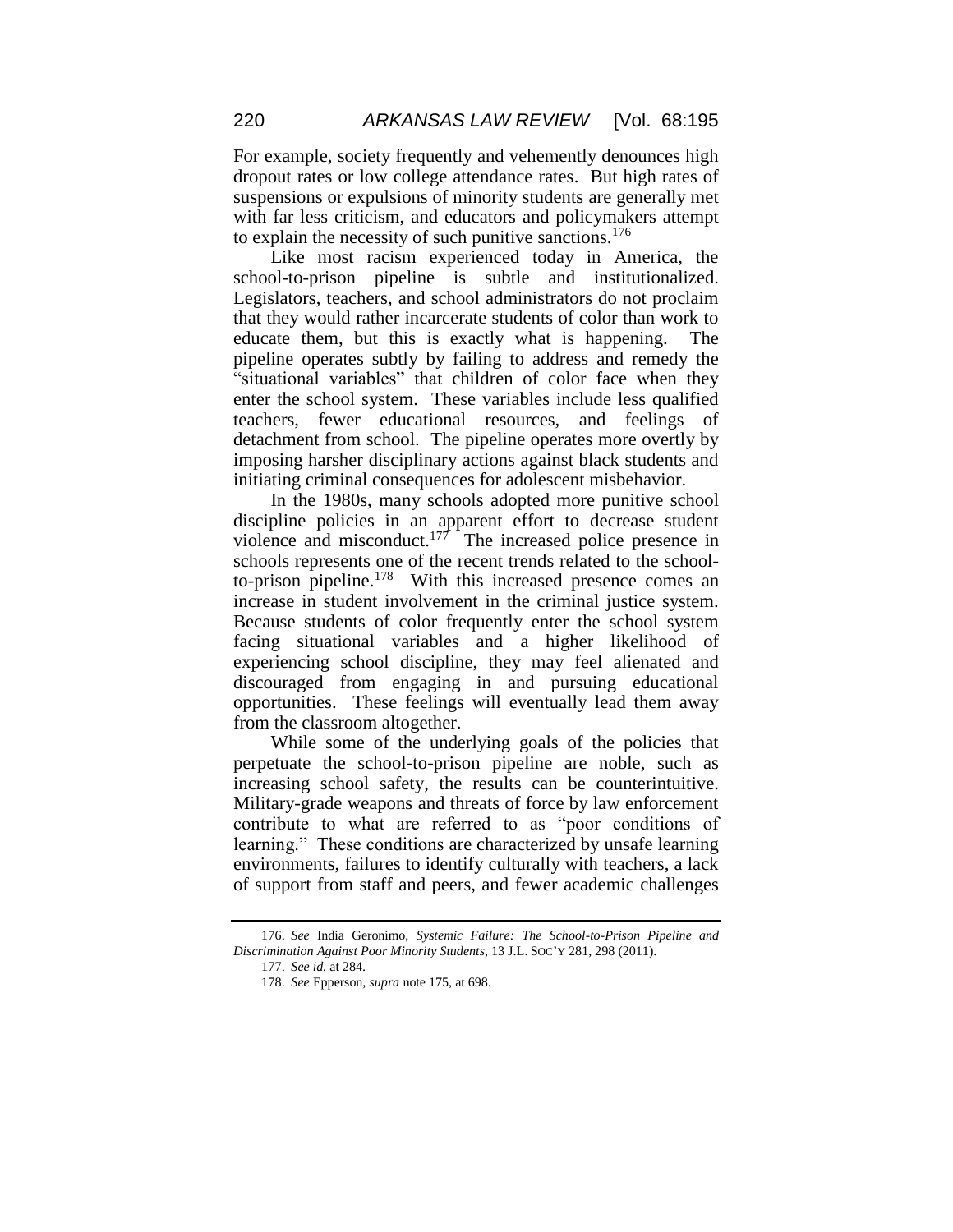For example, society frequently and vehemently denounces high dropout rates or low college attendance rates. But high rates of suspensions or expulsions of minority students are generally met with far less criticism, and educators and policymakers attempt to explain the necessity of such punitive sanctions.[176]

Like most racism experienced today in America, the school-to-prison pipeline is subtle and institutionalized. Legislators, teachers, and school administrators do not proclaim that they would rather incarcerate students of color than work to educate them, but this is exactly what is happening. The pipeline operates subtly by failing to address and remedy the "situational variables" that children of color face when they enter the school system. These variables include less qualified teachers, fewer educational resources, and feelings of detachment from school. The pipeline operates more overtly by imposing harsher disciplinary actions against black students and initiating criminal consequences for adolescent misbehavior.

In the 1980s, many schools adopted more punitive school discipline policies in an apparent effort to decrease student violence and misconduct.[177] The increased police presence in schools represents one of the recent trends related to the school-to-prison pipeline.[178] With this increased presence comes an increase in student involvement in the criminal justice system. Because students of color frequently enter the school system facing situational variables and a higher likelihood of experiencing school discipline, they may feel alienated and discouraged from engaging in and pursuing educational opportunities. These feelings will eventually lead them away from the classroom altogether.

While some of the underlying goals of the policies that perpetuate the school-to-prison pipeline are noble, such as increasing school safety, the results can be counterintuitive. Military-grade weapons and threats of force by law enforcement contribute to what are referred to as "poor conditions of learning." These conditions are characterized by unsafe learning environments, failures to identify culturally with teachers, a lack of support from staff and peers, and fewer academic challenges

---

176. *See* India Geronimo, *Systemic Failure: The School-to-Prison Pipeline and Discrimination Against Poor Minority Students*, 13 J.L. SOC'Y 281, 298 (2011).

177. *See id.* at 284.

178. *See* Epperson, *supra* note 175, at 698.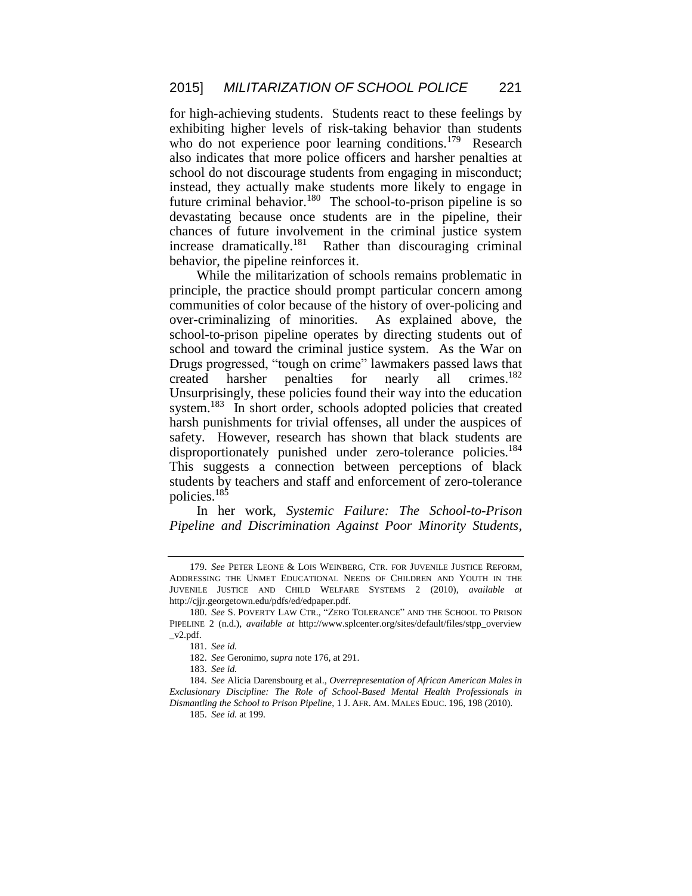for high-achieving students. Students react to these feelings by exhibiting higher levels of risk-taking behavior than students who do not experience poor learning conditions.[179] Research also indicates that more police officers and harsher penalties at school do not discourage students from engaging in misconduct; instead, they actually make students more likely to engage in future criminal behavior.[180] The school-to-prison pipeline is so devastating because once students are in the pipeline, their chances of future involvement in the criminal justice system increase dramatically.[181] Rather than discouraging criminal behavior, the pipeline reinforces it.

While the militarization of schools remains problematic in principle, the practice should prompt particular concern among communities of color because of the history of over-policing and over-criminalizing of minorities. As explained above, the school-to-prison pipeline operates by directing students out of school and toward the criminal justice system. As the War on Drugs progressed, "tough on crime" lawmakers passed laws that created harsher penalties for nearly all crimes.[182] Unsurprisingly, these policies found their way into the education system.[183] In short order, schools adopted policies that created harsh punishments for trivial offenses, all under the auspices of safety. However, research has shown that black students are disproportionately punished under zero-tolerance policies.[184] This suggests a connection between perceptions of black students by teachers and staff and enforcement of zero-tolerance policies.[185]

In her work, *Systemic Failure: The School-to-Prison Pipeline and Discrimination Against Poor Minority Students*,

---

179. *See* PETER LEONE & LOIS WEINBERG, CTR. FOR JUVENILE JUSTICE REFORM, ADDRESSING THE UNMET EDUCATIONAL NEEDS OF CHILDREN AND YOUTH IN THE JUVENILE JUSTICE AND CHILD WELFARE SYSTEMS 2 (2010), *available at* http://cjjr.georgetown.edu/pdfs/ed/edpaper.pdf.

180. *See* S. POVERTY LAW CTR., "ZERO TOLERANCE" AND THE SCHOOL TO PRISON PIPELINE 2 (n.d.), *available at* http://www.splcenter.org/sites/default/files/stpp_overview_v2.pdf.

181. *See id.*

182. *See* Geronimo, *supra* note 176, at 291.

183. *See id.*

184. *See* Alicia Darensbourg et al., *Overrepresentation of African American Males in Exclusionary Discipline: The Role of School-Based Mental Health Professionals in Dismantling the School to Prison Pipeline*, 1 J. AFR. AM. MALES EDUC. 196, 198 (2010).

185. *See id.* at 199.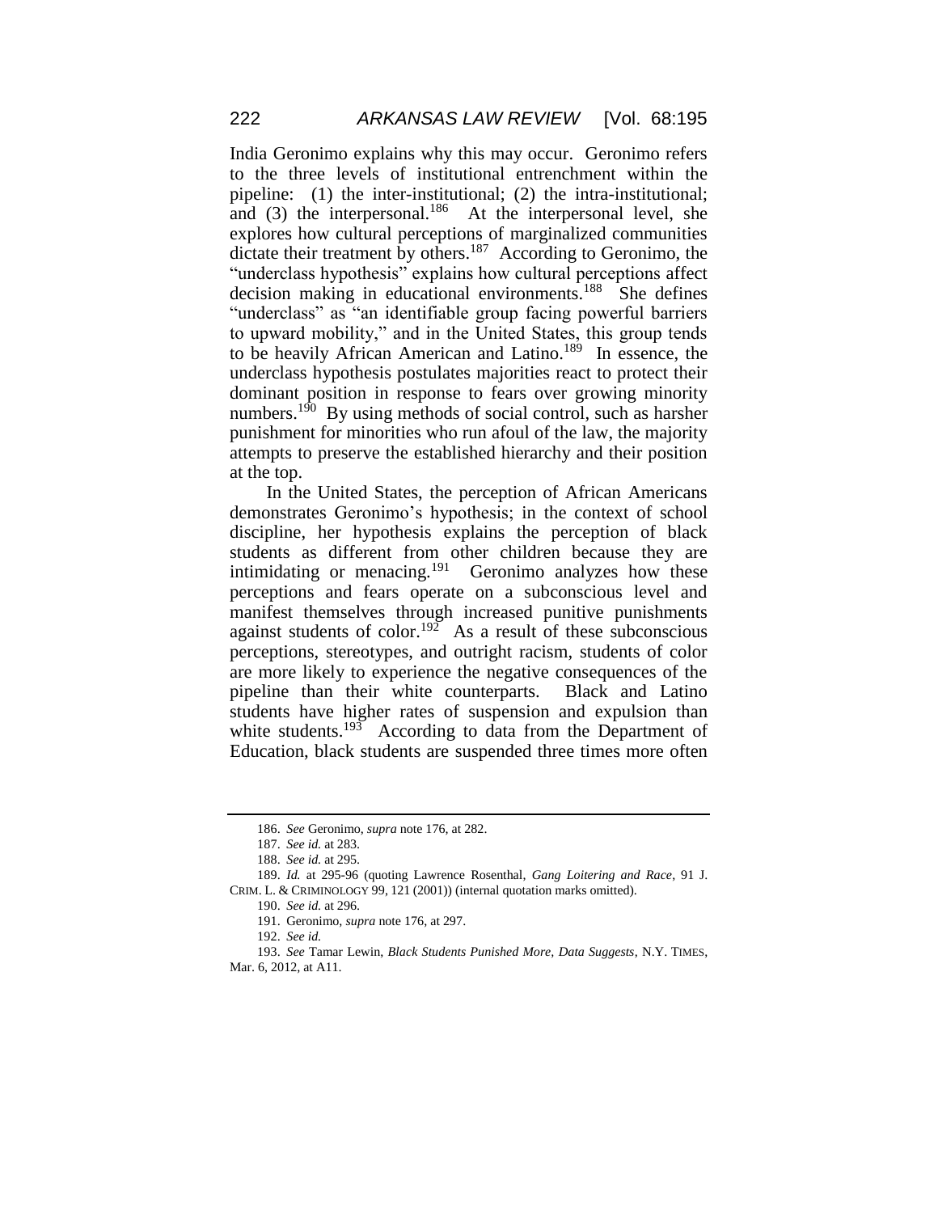India Geronimo explains why this may occur. Geronimo refers to the three levels of institutional entrenchment within the pipeline: (1) the inter-institutional; (2) the intra-institutional; and (3) the interpersonal.[186] At the interpersonal level, she explores how cultural perceptions of marginalized communities dictate their treatment by others.[187] According to Geronimo, the "underclass hypothesis" explains how cultural perceptions affect decision making in educational environments.[188] She defines "underclass" as "an identifiable group facing powerful barriers to upward mobility," and in the United States, this group tends to be heavily African American and Latino.[189] In essence, the underclass hypothesis postulates majorities react to protect their dominant position in response to fears over growing minority numbers.[190] By using methods of social control, such as harsher punishment for minorities who run afoul of the law, the majority attempts to preserve the established hierarchy and their position at the top.

In the United States, the perception of African Americans demonstrates Geronimo's hypothesis; in the context of school discipline, her hypothesis explains the perception of black students as different from other children because they are intimidating or menacing.[191] Geronimo analyzes how these perceptions and fears operate on a subconscious level and manifest themselves through increased punitive punishments against students of color.[192] As a result of these subconscious perceptions, stereotypes, and outright racism, students of color are more likely to experience the negative consequences of the pipeline than their white counterparts. Black and Latino students have higher rates of suspension and expulsion than white students.[193] According to data from the Department of Education, black students are suspended three times more often

---

186. *See* Geronimo, *supra* note 176, at 282.

187. *See id.* at 283.

188. *See id.* at 295.

189. *Id.* at 295-96 (quoting Lawrence Rosenthal, *Gang Loitering and Race*, 91 J. CRIM. L. & CRIMINOLOGY 99, 121 (2001)) (internal quotation marks omitted).

190. *See id.* at 296.

191. Geronimo, *supra* note 176, at 297.

192. *See id.*

193. *See* Tamar Lewin, *Black Students Punished More, Data Suggests*, N.Y. TIMES, Mar. 6, 2012, at A11.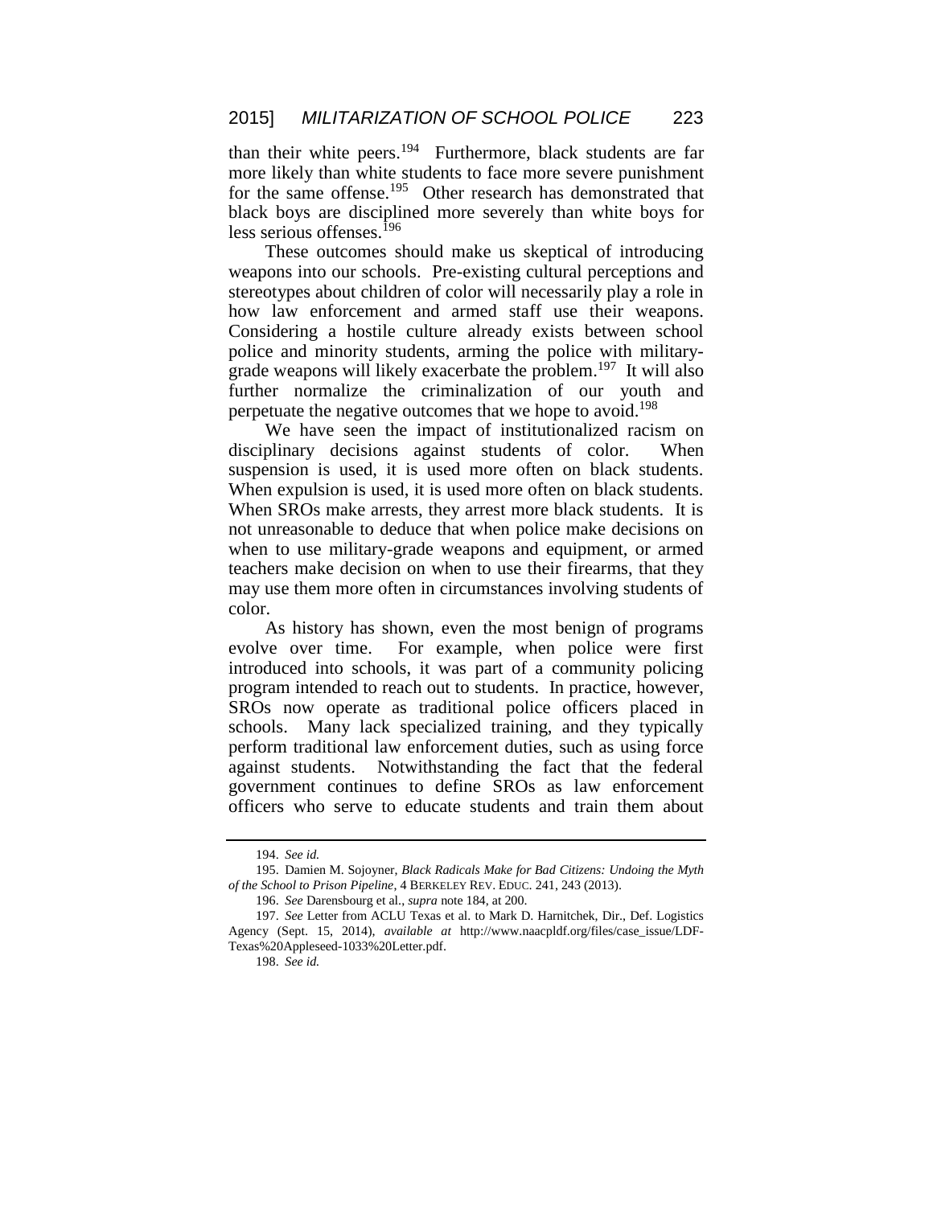than their white peers.[194] Furthermore, black students are far more likely than white students to face more severe punishment for the same offense.[195] Other research has demonstrated that black boys are disciplined more severely than white boys for less serious offenses.[196]

These outcomes should make us skeptical of introducing weapons into our schools. Pre-existing cultural perceptions and stereotypes about children of color will necessarily play a role in how law enforcement and armed staff use their weapons. Considering a hostile culture already exists between school police and minority students, arming the police with military-grade weapons will likely exacerbate the problem.[197] It will also further normalize the criminalization of our youth and perpetuate the negative outcomes that we hope to avoid.[198]

We have seen the impact of institutionalized racism on disciplinary decisions against students of color. When suspension is used, it is used more often on black students. When expulsion is used, it is used more often on black students. When SROs make arrests, they arrest more black students. It is not unreasonable to deduce that when police make decisions on when to use military-grade weapons and equipment, or armed teachers make decision on when to use their firearms, that they may use them more often in circumstances involving students of color.

As history has shown, even the most benign of programs evolve over time. For example, when police were first introduced into schools, it was part of a community policing program intended to reach out to students. In practice, however, SROs now operate as traditional police officers placed in schools. Many lack specialized training, and they typically perform traditional law enforcement duties, such as using force against students. Notwithstanding the fact that the federal government continues to define SROs as law enforcement officers who serve to educate students and train them about

---

194. *See id.*

195. Damien M. Sojoyner, *Black Radicals Make for Bad Citizens: Undoing the Myth of the School to Prison Pipeline*, 4 BERKELEY REV. EDUC. 241, 243 (2013).

196. *See* Darensbourg et al., *supra* note 184, at 200.

197. *See* Letter from ACLU Texas et al. to Mark D. Harnitchek, Dir., Def. Logistics Agency (Sept. 15, 2014), *available at* http://www.naacpldf.org/files/case_issue/LDF-Texas%20Appleseed-1033%20Letter.pdf.

198. *See id.*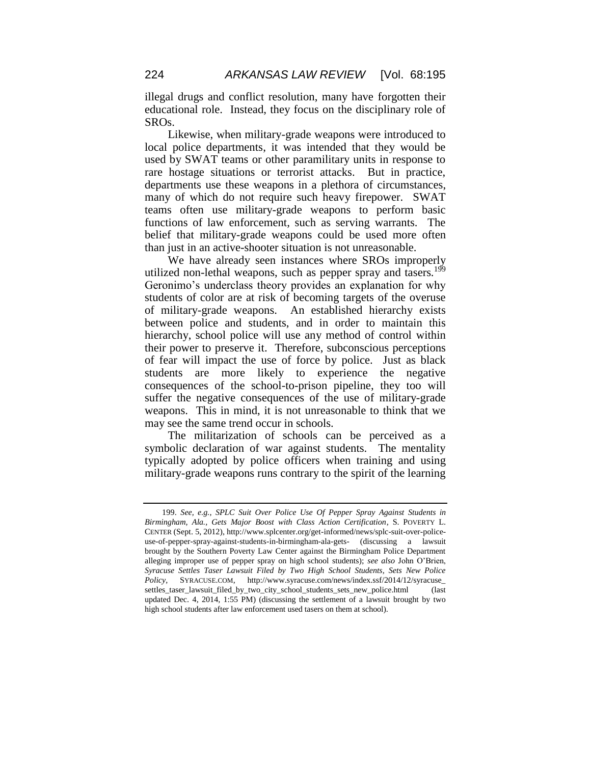illegal drugs and conflict resolution, many have forgotten their educational role. Instead, they focus on the disciplinary role of SROs.

Likewise, when military-grade weapons were introduced to local police departments, it was intended that they would be used by SWAT teams or other paramilitary units in response to rare hostage situations or terrorist attacks. But in practice, departments use these weapons in a plethora of circumstances, many of which do not require such heavy firepower. SWAT teams often use military-grade weapons to perform basic functions of law enforcement, such as serving warrants. The belief that military-grade weapons could be used more often than just in an active-shooter situation is not unreasonable.

We have already seen instances where SROs improperly utilized non-lethal weapons, such as pepper spray and tasers.[199] Geronimo's underclass theory provides an explanation for why students of color are at risk of becoming targets of the overuse of military-grade weapons. An established hierarchy exists between police and students, and in order to maintain this hierarchy, school police will use any method of control within their power to preserve it. Therefore, subconscious perceptions of fear will impact the use of force by police. Just as black students are more likely to experience the negative consequences of the school-to-prison pipeline, they too will suffer the negative consequences of the use of military-grade weapons. This in mind, it is not unreasonable to think that we may see the same trend occur in schools.

The militarization of schools can be perceived as a symbolic declaration of war against students. The mentality typically adopted by police officers when training and using military-grade weapons runs contrary to the spirit of the learning

---

199. *See, e.g.*, *SPLC Suit Over Police Use Of Pepper Spray Against Students in Birmingham, Ala., Gets Major Boost with Class Action Certification*, S. POVERTY L. CENTER (Sept. 5, 2012), http://www.splcenter.org/get-informed/news/splc-suit-over-police-use-of-pepper-spray-against-students-in-birmingham-ala-gets- (discussing a lawsuit brought by the Southern Poverty Law Center against the Birmingham Police Department alleging improper use of pepper spray on high school students); *see also* John O'Brien, *Syracuse Settles Taser Lawsuit Filed by Two High School Students, Sets New Police Policy*, SYRACUSE.COM, http://www.syracuse.com/news/index.ssf/2014/12/syracuse_settles_taser_lawsuit_filed_by_two_city_school_students_sets_new_police.html (last updated Dec. 4, 2014, 1:55 PM) (discussing the settlement of a lawsuit brought by two high school students after law enforcement used tasers on them at school).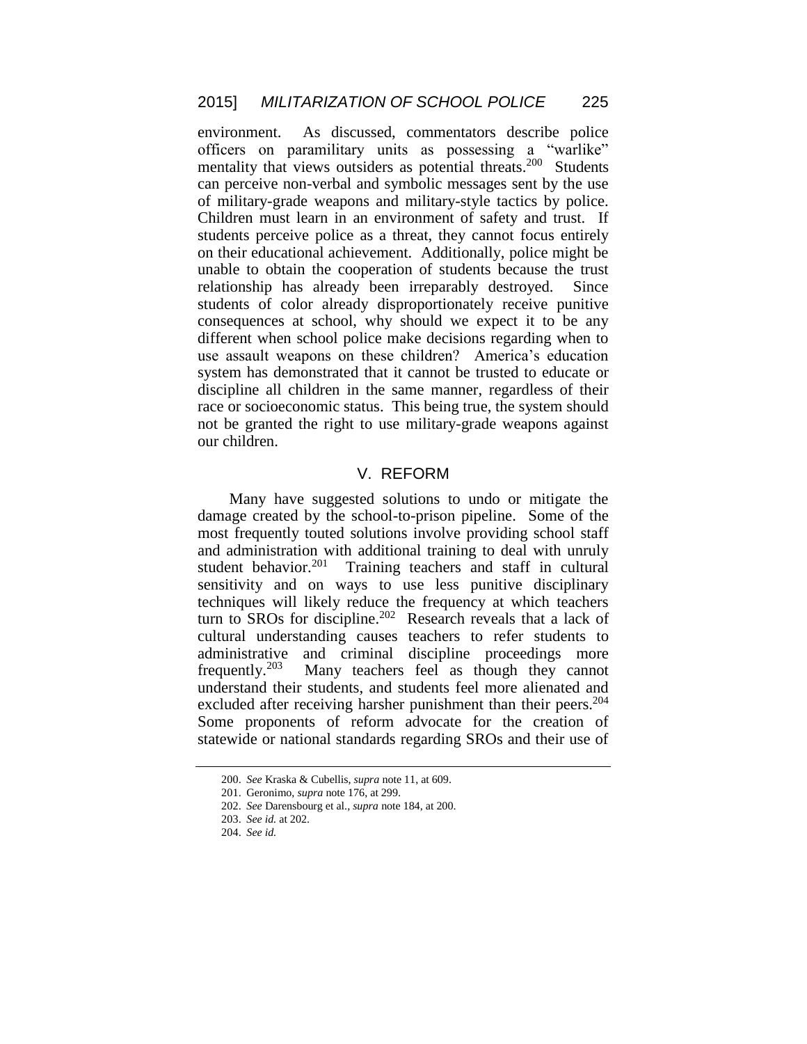environment. As discussed, commentators describe police officers on paramilitary units as possessing a "warlike" mentality that views outsiders as potential threats.[200] Students can perceive non-verbal and symbolic messages sent by the use of military-grade weapons and military-style tactics by police. Children must learn in an environment of safety and trust. If students perceive police as a threat, they cannot focus entirely on their educational achievement. Additionally, police might be unable to obtain the cooperation of students because the trust relationship has already been irreparably destroyed. Since students of color already disproportionately receive punitive consequences at school, why should we expect it to be any different when school police make decisions regarding when to use assault weapons on these children? America's education system has demonstrated that it cannot be trusted to educate or discipline all children in the same manner, regardless of their race or socioeconomic status. This being true, the system should not be granted the right to use military-grade weapons against our children.

## V. REFORM

Many have suggested solutions to undo or mitigate the damage created by the school-to-prison pipeline. Some of the most frequently touted solutions involve providing school staff and administration with additional training to deal with unruly student behavior.[201] Training teachers and staff in cultural sensitivity and on ways to use less punitive disciplinary techniques will likely reduce the frequency at which teachers turn to SROs for discipline.[202] Research reveals that a lack of cultural understanding causes teachers to refer students to administrative and criminal discipline proceedings more frequently.[203] Many teachers feel as though they cannot understand their students, and students feel more alienated and excluded after receiving harsher punishment than their peers.[204] Some proponents of reform advocate for the creation of statewide or national standards regarding SROs and their use of

---

200. *See* Kraska & Cubellis, *supra* note 11, at 609.

201. Geronimo, *supra* note 176, at 299.

202. *See* Darensbourg et al., *supra* note 184, at 200.

203. *See id.* at 202.

204. *See id.*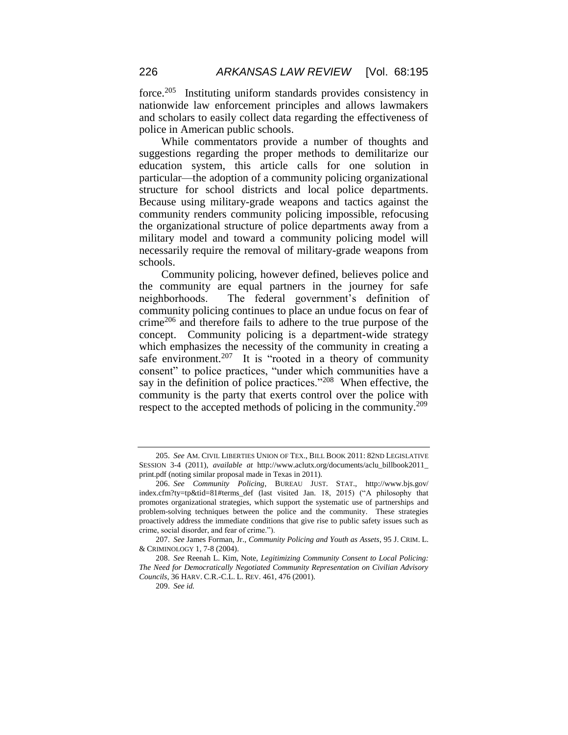force.[205] Instituting uniform standards provides consistency in nationwide law enforcement principles and allows lawmakers and scholars to easily collect data regarding the effectiveness of police in American public schools.

While commentators provide a number of thoughts and suggestions regarding the proper methods to demilitarize our education system, this article calls for one solution in particular—the adoption of a community policing organizational structure for school districts and local police departments. Because using military-grade weapons and tactics against the community renders community policing impossible, refocusing the organizational structure of police departments away from a military model and toward a community policing model will necessarily require the removal of military-grade weapons from schools.

Community policing, however defined, believes police and the community are equal partners in the journey for safe neighborhoods. The federal government's definition of community policing continues to place an undue focus on fear of crime[206] and therefore fails to adhere to the true purpose of the concept. Community policing is a department-wide strategy which emphasizes the necessity of the community in creating a safe environment.[207] It is "rooted in a theory of community consent" to police practices, "under which communities have a say in the definition of police practices."[208] When effective, the community is the party that exerts control over the police with respect to the accepted methods of policing in the community.[209]

---

205. *See* AM. CIVIL LIBERTIES UNION OF TEX., BILL BOOK 2011: 82ND LEGISLATIVE SESSION 3-4 (2011), *available at* http://www.aclutx.org/documents/aclu_billbook2011_print.pdf (noting similar proposal made in Texas in 2011).

206. *See Community Policing*, BUREAU JUST. STAT., http://www.bjs.gov/index.cfm?ty=tp&tid=81#terms_def (last visited Jan. 18, 2015) ("A philosophy that promotes organizational strategies, which support the systematic use of partnerships and problem-solving techniques between the police and the community. These strategies proactively address the immediate conditions that give rise to public safety issues such as crime, social disorder, and fear of crime.").

207. *See* James Forman, Jr., *Community Policing and Youth as Assets*, 95 J. CRIM. L. & CRIMINOLOGY 1, 7-8 (2004).

208. *See* Reenah L. Kim, Note, *Legitimizing Community Consent to Local Policing: The Need for Democratically Negotiated Community Representation on Civilian Advisory Councils*, 36 HARV. C.R.-C.L. L. REV. 461, 476 (2001).

209. *See id.*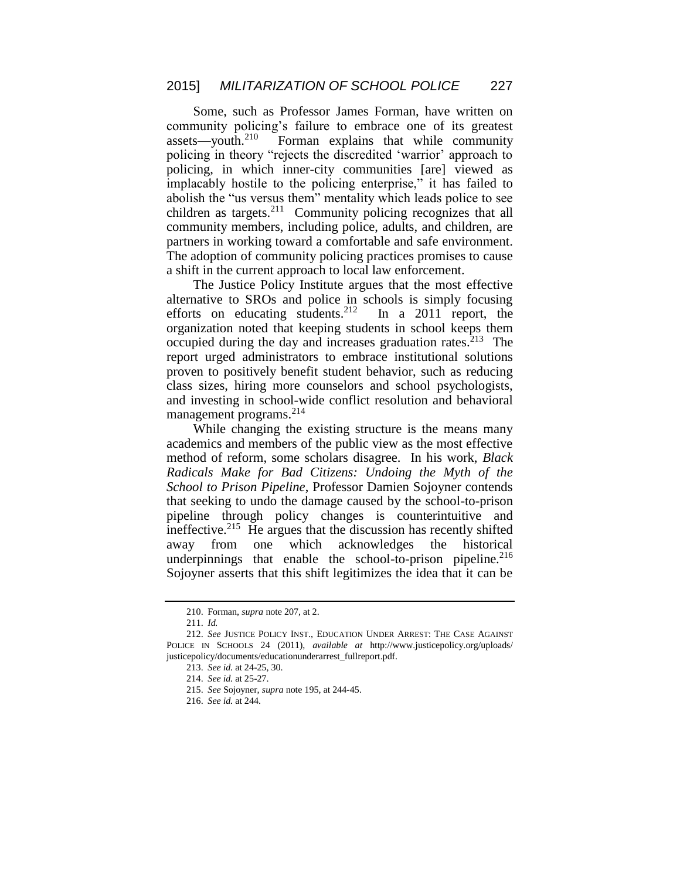Some, such as Professor James Forman, have written on community policing's failure to embrace one of its greatest assets—youth.[210] Forman explains that while community policing in theory "rejects the discredited 'warrior' approach to policing, in which inner-city communities [are] viewed as implacably hostile to the policing enterprise," it has failed to abolish the "us versus them" mentality which leads police to see children as targets.[211] Community policing recognizes that all community members, including police, adults, and children, are partners in working toward a comfortable and safe environment. The adoption of community policing practices promises to cause a shift in the current approach to local law enforcement.

The Justice Policy Institute argues that the most effective alternative to SROs and police in schools is simply focusing efforts on educating students.[212] In a 2011 report, the organization noted that keeping students in school keeps them occupied during the day and increases graduation rates.[213] The report urged administrators to embrace institutional solutions proven to positively benefit student behavior, such as reducing class sizes, hiring more counselors and school psychologists, and investing in school-wide conflict resolution and behavioral management programs.[214]

While changing the existing structure is the means many academics and members of the public view as the most effective method of reform, some scholars disagree. In his work, *Black Radicals Make for Bad Citizens: Undoing the Myth of the School to Prison Pipeline*, Professor Damien Sojoyner contends that seeking to undo the damage caused by the school-to-prison pipeline through policy changes is counterintuitive and ineffective.[215] He argues that the discussion has recently shifted away from one which acknowledges the historical underpinnings that enable the school-to-prison pipeline.[216] Sojoyner asserts that this shift legitimizes the idea that it can be

---

210. Forman, *supra* note 207, at 2.

211. *Id.*

212. *See* JUSTICE POLICY INST., EDUCATION UNDER ARREST: THE CASE AGAINST POLICE IN SCHOOLS 24 (2011), *available at* http://www.justicepolicy.org/uploads/justicepolicy/documents/educationunderarrest_fullreport.pdf.

213. *See id.* at 24-25, 30.

214. *See id.* at 25-27.

215. *See* Sojoyner, *supra* note 195, at 244-45.

216. *See id.* at 244.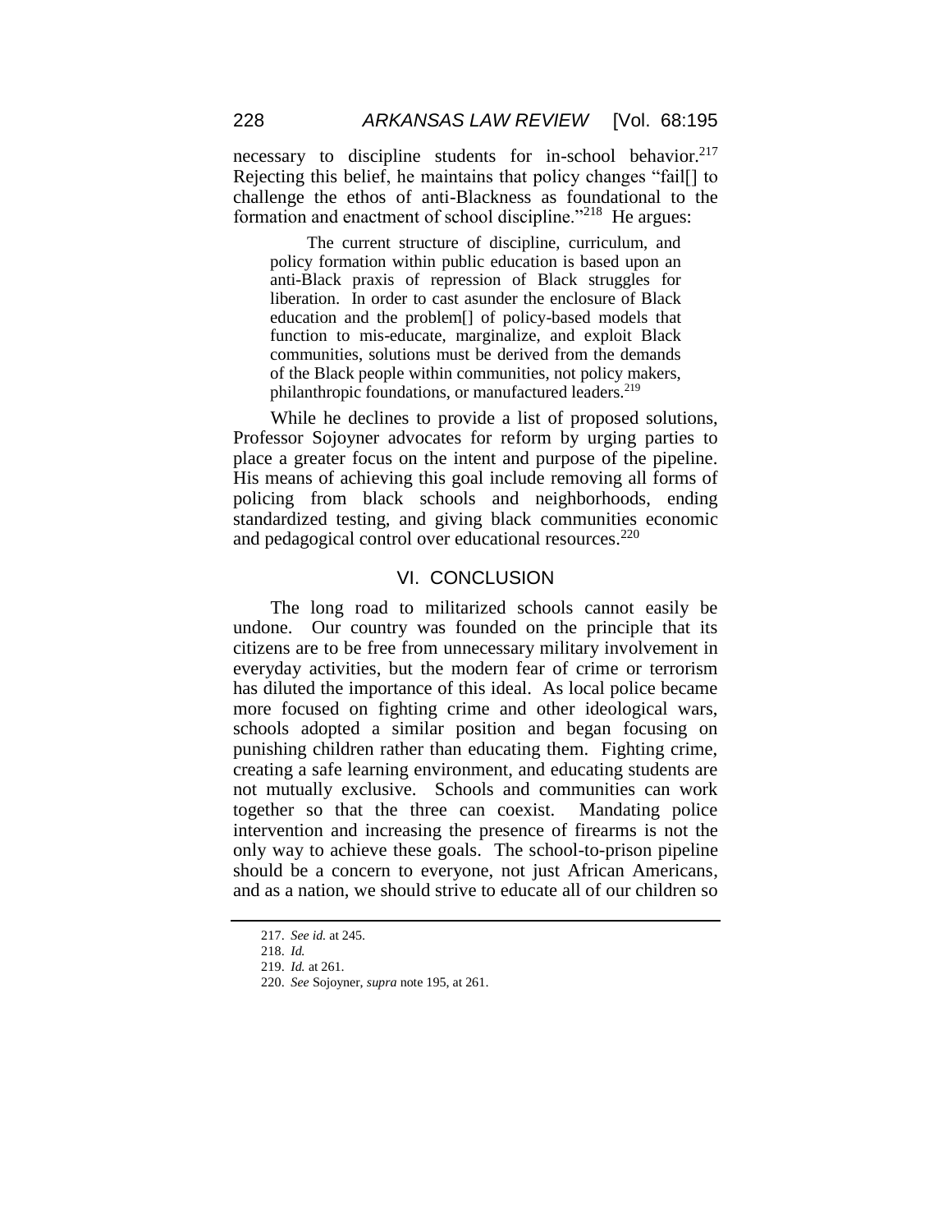necessary to discipline students for in-school behavior.[217] Rejecting this belief, he maintains that policy changes "fail[] to challenge the ethos of anti-Blackness as foundational to the formation and enactment of school discipline."[218] He argues:

> The current structure of discipline, curriculum, and policy formation within public education is based upon an anti-Black praxis of repression of Black struggles for liberation. In order to cast asunder the enclosure of Black education and the problem[] of policy-based models that function to mis-educate, marginalize, and exploit Black communities, solutions must be derived from the demands of the Black people within communities, not policy makers, philanthropic foundations, or manufactured leaders.[219]

While he declines to provide a list of proposed solutions, Professor Sojoyner advocates for reform by urging parties to place a greater focus on the intent and purpose of the pipeline. His means of achieving this goal include removing all forms of policing from black schools and neighborhoods, ending standardized testing, and giving black communities economic and pedagogical control over educational resources.[220]

## VI. CONCLUSION

The long road to militarized schools cannot easily be undone. Our country was founded on the principle that its citizens are to be free from unnecessary military involvement in everyday activities, but the modern fear of crime or terrorism has diluted the importance of this ideal. As local police became more focused on fighting crime and other ideological wars, schools adopted a similar position and began focusing on punishing children rather than educating them. Fighting crime, creating a safe learning environment, and educating students are not mutually exclusive. Schools and communities can work together so that the three can coexist. Mandating police intervention and increasing the presence of firearms is not the only way to achieve these goals. The school-to-prison pipeline should be a concern to everyone, not just African Americans, and as a nation, we should strive to educate all of our children so

---

217. *See id.* at 245.

218. *Id.*

219. *Id.* at 261.

220. *See* Sojoyner, *supra* note 195, at 261.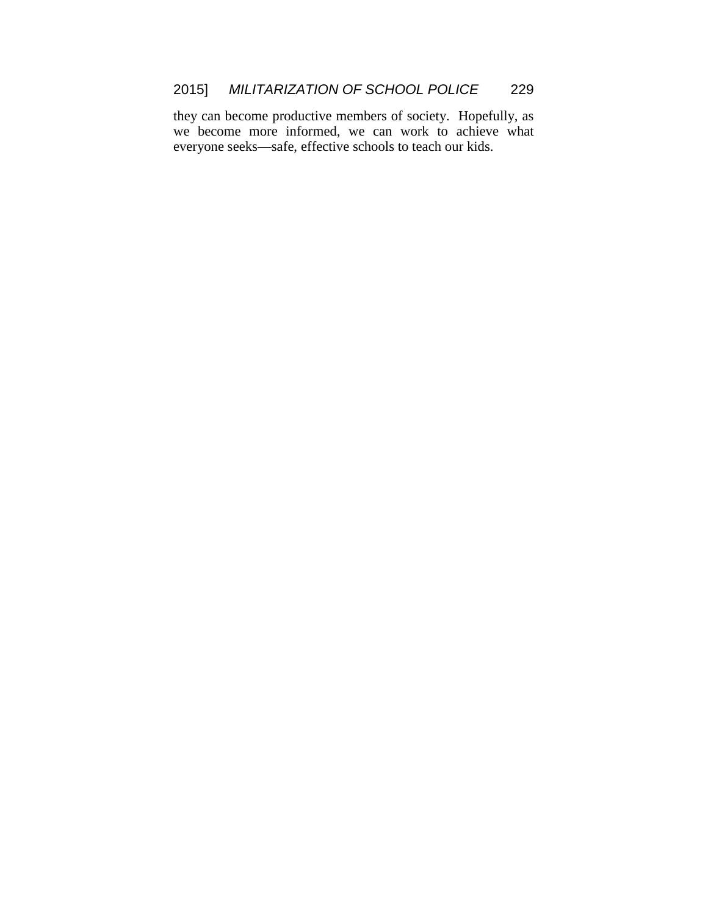they can become productive members of society. Hopefully, as we become more informed, we can work to achieve what everyone seeks—safe, effective schools to teach our kids.